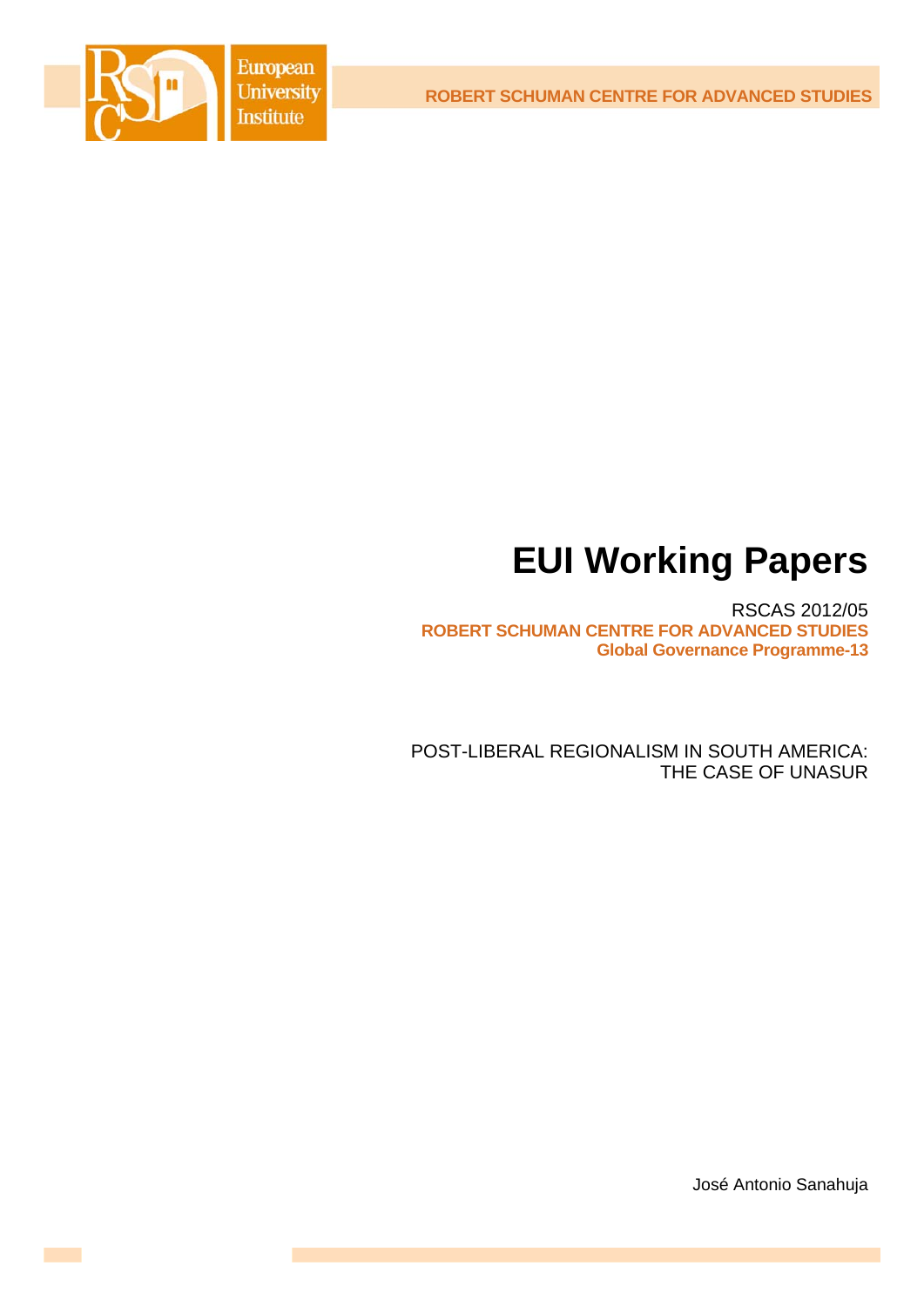ROBERT SCHUMAN CENTRE FOR ADVANCED STUDIES

# EUI Working Papers

RSCAS 2012/05

**ROBERT SCHUMAN CENTRE FOR ADVANCED STUDIES**

**Global Governance Programme-13**

POST-LIBERAL REGIONALISM IN SOUTH AMERICA: THE CASE OF UNASUR

José Antonio Sanahuja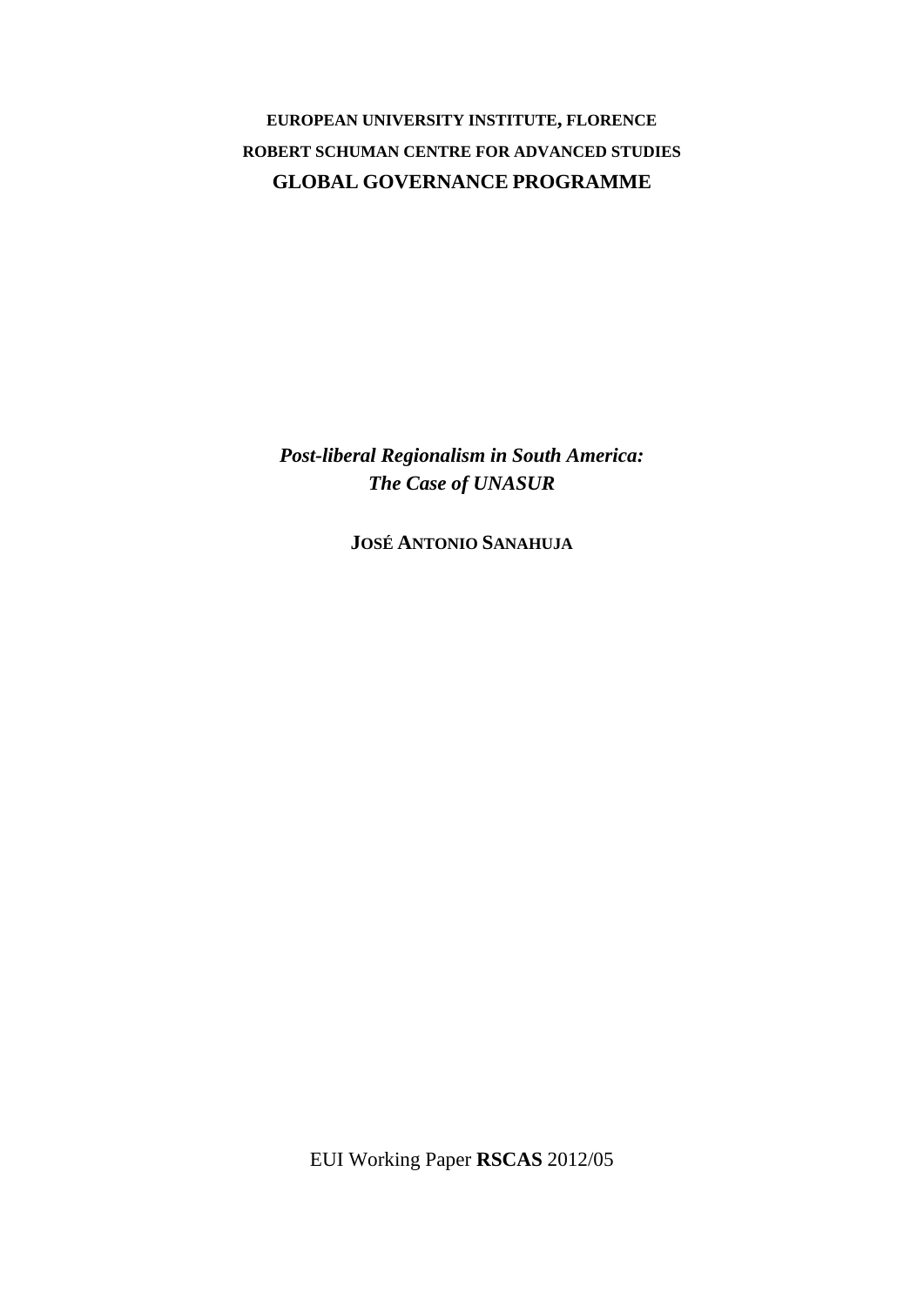**EUROPEAN UNIVERSITY INSTITUTE, FLORENCE**

**ROBERT SCHUMAN CENTRE FOR ADVANCED STUDIES**

**GLOBAL GOVERNANCE PROGRAMME**

# *Post-liberal Regionalism in South America: The Case of UNASUR*

**JOSÉ ANTONIO SANAHUJA**

EUI Working Paper **RSCAS** 2012/05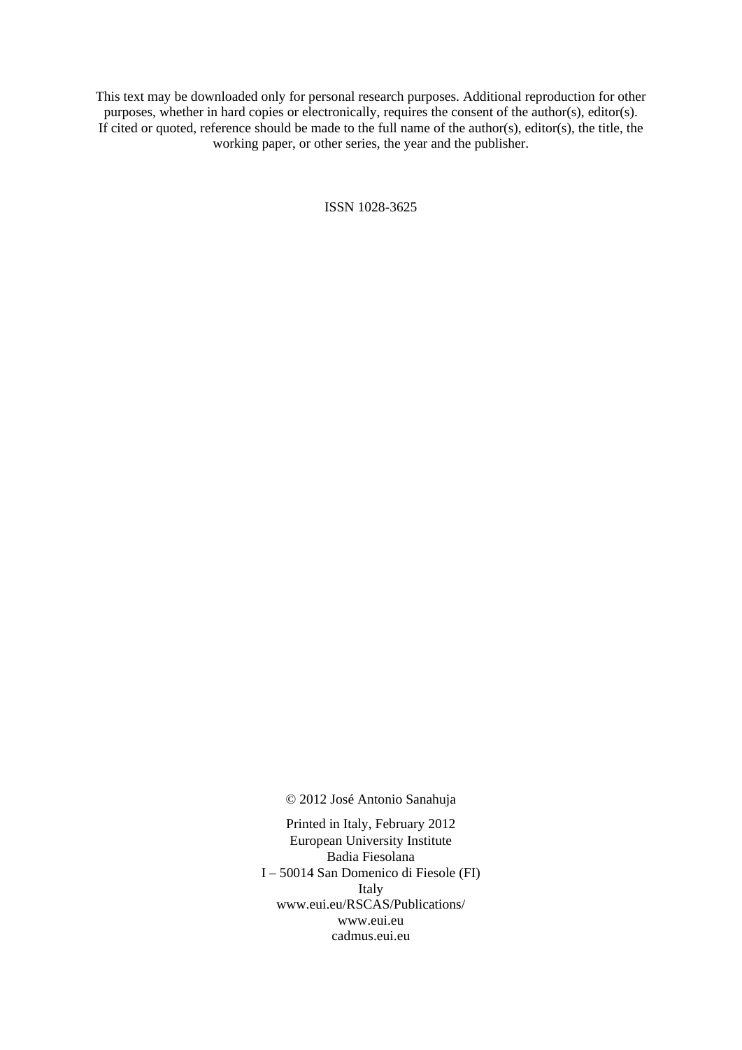This text may be downloaded only for personal research purposes. Additional reproduction for other purposes, whether in hard copies or electronically, requires the consent of the author(s), editor(s). If cited or quoted, reference should be made to the full name of the author(s), editor(s), the title, the working paper, or other series, the year and the publisher.

ISSN 1028-3625

© 2012 José Antonio Sanahuja

Printed in Italy, February 2012
European University Institute
Badia Fiesolana
I – 50014 San Domenico di Fiesole (FI)
Italy
www.eui.eu/RSCAS/Publications/
www.eui.eu
cadmus.eui.eu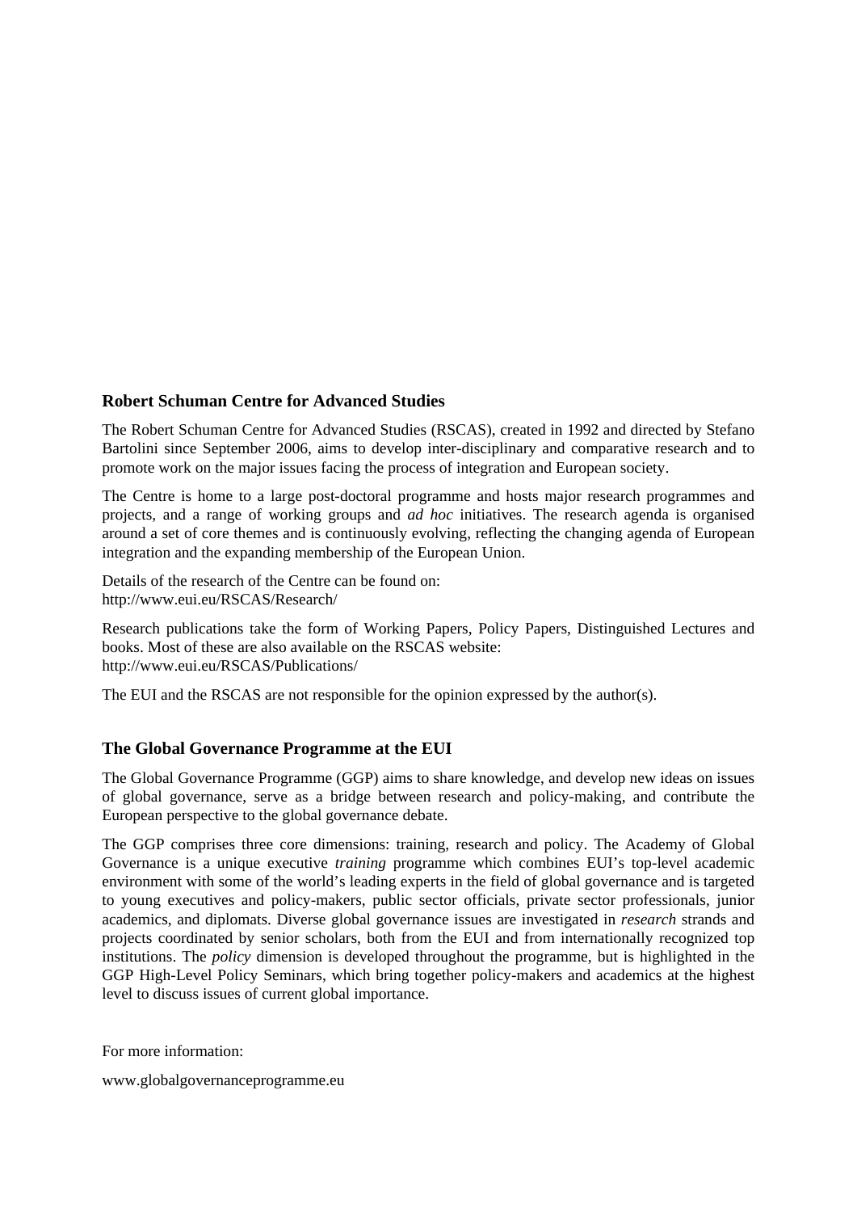## Robert Schuman Centre for Advanced Studies

The Robert Schuman Centre for Advanced Studies (RSCAS), created in 1992 and directed by Stefano Bartolini since September 2006, aims to develop inter-disciplinary and comparative research and to promote work on the major issues facing the process of integration and European society.

The Centre is home to a large post-doctoral programme and hosts major research programmes and projects, and a range of working groups and *ad hoc* initiatives. The research agenda is organised around a set of core themes and is continuously evolving, reflecting the changing agenda of European integration and the expanding membership of the European Union.

Details of the research of the Centre can be found on:
http://www.eui.eu/RSCAS/Research/

Research publications take the form of Working Papers, Policy Papers, Distinguished Lectures and books. Most of these are also available on the RSCAS website:
http://www.eui.eu/RSCAS/Publications/

The EUI and the RSCAS are not responsible for the opinion expressed by the author(s).

## The Global Governance Programme at the EUI

The Global Governance Programme (GGP) aims to share knowledge, and develop new ideas on issues of global governance, serve as a bridge between research and policy-making, and contribute the European perspective to the global governance debate.

The GGP comprises three core dimensions: training, research and policy. The Academy of Global Governance is a unique executive *training* programme which combines EUI's top-level academic environment with some of the world's leading experts in the field of global governance and is targeted to young executives and policy-makers, public sector officials, private sector professionals, junior academics, and diplomats. Diverse global governance issues are investigated in *research* strands and projects coordinated by senior scholars, both from the EUI and from internationally recognized top institutions. The *policy* dimension is developed throughout the programme, but is highlighted in the GGP High-Level Policy Seminars, which bring together policy-makers and academics at the highest level to discuss issues of current global importance.

For more information:

www.globalgovernanceprogramme.eu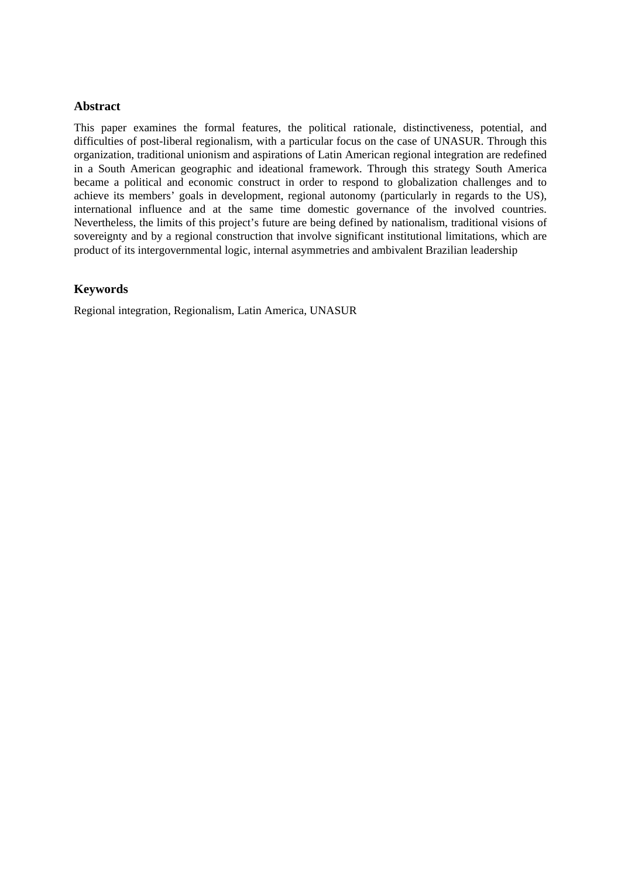## Abstract

This paper examines the formal features, the political rationale, distinctiveness, potential, and difficulties of post-liberal regionalism, with a particular focus on the case of UNASUR. Through this organization, traditional unionism and aspirations of Latin American regional integration are redefined in a South American geographic and ideational framework. Through this strategy South America became a political and economic construct in order to respond to globalization challenges and to achieve its members' goals in development, regional autonomy (particularly in regards to the US), international influence and at the same time domestic governance of the involved countries. Nevertheless, the limits of this project's future are being defined by nationalism, traditional visions of sovereignty and by a regional construction that involve significant institutional limitations, which are product of its intergovernmental logic, internal asymmetries and ambivalent Brazilian leadership

## Keywords

Regional integration, Regionalism, Latin America, UNASUR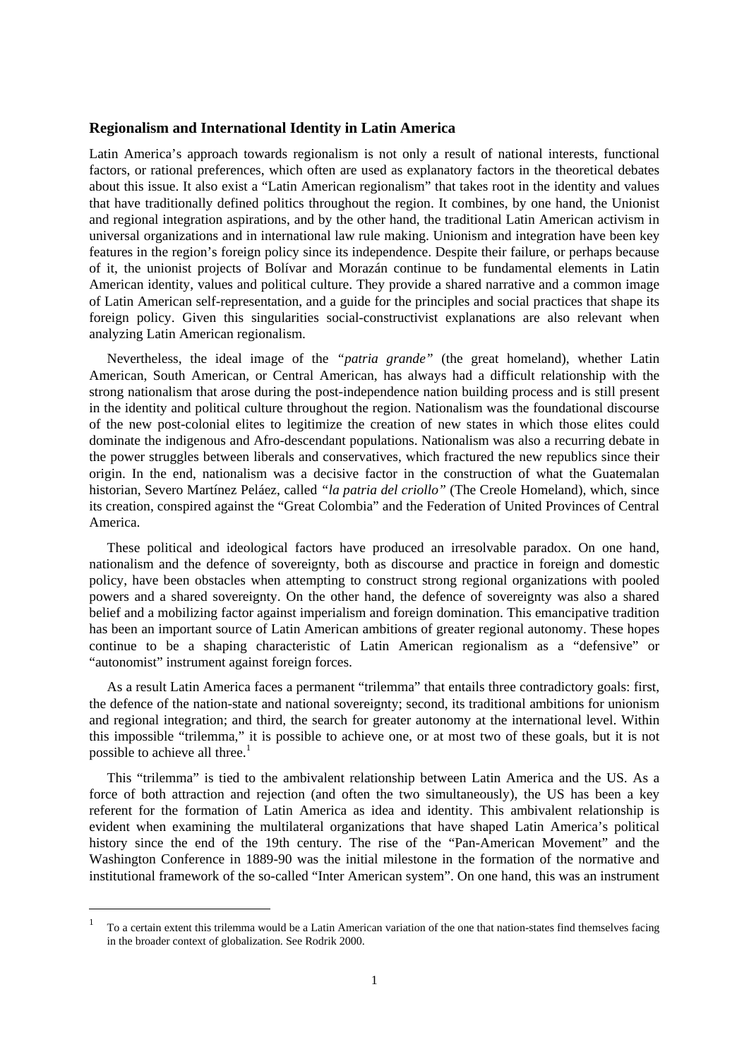### Regionalism and International Identity in Latin America

Latin America's approach towards regionalism is not only a result of national interests, functional factors, or rational preferences, which often are used as explanatory factors in the theoretical debates about this issue. It also exist a "Latin American regionalism" that takes root in the identity and values that have traditionally defined politics throughout the region. It combines, by one hand, the Unionist and regional integration aspirations, and by the other hand, the traditional Latin American activism in universal organizations and in international law rule making. Unionism and integration have been key features in the region's foreign policy since its independence. Despite their failure, or perhaps because of it, the unionist projects of Bolívar and Morazán continue to be fundamental elements in Latin American identity, values and political culture. They provide a shared narrative and a common image of Latin American self-representation, and a guide for the principles and social practices that shape its foreign policy. Given this singularities social-constructivist explanations are also relevant when analyzing Latin American regionalism.

Nevertheless, the ideal image of the *"patria grande"* (the great homeland), whether Latin American, South American, or Central American, has always had a difficult relationship with the strong nationalism that arose during the post-independence nation building process and is still present in the identity and political culture throughout the region. Nationalism was the foundational discourse of the new post-colonial elites to legitimize the creation of new states in which those elites could dominate the indigenous and Afro-descendant populations. Nationalism was also a recurring debate in the power struggles between liberals and conservatives, which fractured the new republics since their origin. In the end, nationalism was a decisive factor in the construction of what the Guatemalan historian, Severo Martínez Peláez, called *"la patria del criollo"* (The Creole Homeland), which, since its creation, conspired against the "Great Colombia" and the Federation of United Provinces of Central America.

These political and ideological factors have produced an irresolvable paradox. On one hand, nationalism and the defence of sovereignty, both as discourse and practice in foreign and domestic policy, have been obstacles when attempting to construct strong regional organizations with pooled powers and a shared sovereignty. On the other hand, the defence of sovereignty was also a shared belief and a mobilizing factor against imperialism and foreign domination. This emancipative tradition has been an important source of Latin American ambitions of greater regional autonomy. These hopes continue to be a shaping characteristic of Latin American regionalism as a "defensive" or "autonomist" instrument against foreign forces.

As a result Latin America faces a permanent "trilemma" that entails three contradictory goals: first, the defence of the nation-state and national sovereignty; second, its traditional ambitions for unionism and regional integration; and third, the search for greater autonomy at the international level. Within this impossible "trilemma," it is possible to achieve one, or at most two of these goals, but it is not possible to achieve all three.[1]

This "trilemma" is tied to the ambivalent relationship between Latin America and the US. As a force of both attraction and rejection (and often the two simultaneously), the US has been a key referent for the formation of Latin America as idea and identity. This ambivalent relationship is evident when examining the multilateral organizations that have shaped Latin America's political history since the end of the 19th century. The rise of the "Pan-American Movement" and the Washington Conference in 1889-90 was the initial milestone in the formation of the normative and institutional framework of the so-called "Inter American system". On one hand, this was an instrument

---

[1] To a certain extent this trilemma would be a Latin American variation of the one that nation-states find themselves facing in the broader context of globalization. See Rodrik 2000.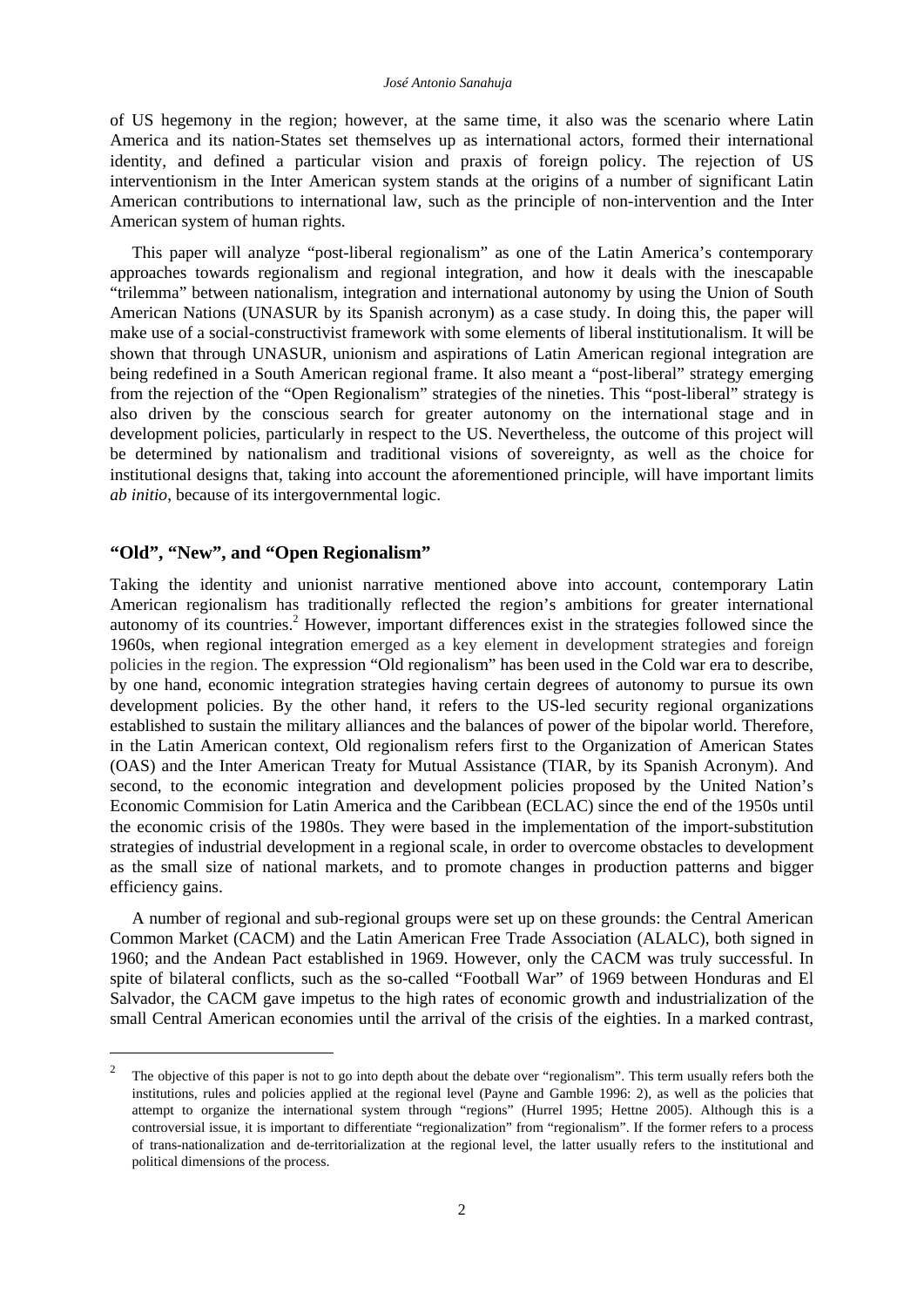of US hegemony in the region; however, at the same time, it also was the scenario where Latin America and its nation-States set themselves up as international actors, formed their international identity, and defined a particular vision and praxis of foreign policy. The rejection of US interventionism in the Inter American system stands at the origins of a number of significant Latin American contributions to international law, such as the principle of non-intervention and the Inter American system of human rights.

This paper will analyze "post-liberal regionalism" as one of the Latin America's contemporary approaches towards regionalism and regional integration, and how it deals with the inescapable "trilemma" between nationalism, integration and international autonomy by using the Union of South American Nations (UNASUR by its Spanish acronym) as a case study. In doing this, the paper will make use of a social-constructivist framework with some elements of liberal institutionalism. It will be shown that through UNASUR, unionism and aspirations of Latin American regional integration are being redefined in a South American regional frame. It also meant a "post-liberal" strategy emerging from the rejection of the "Open Regionalism" strategies of the nineties. This "post-liberal" strategy is also driven by the conscious search for greater autonomy on the international stage and in development policies, particularly in respect to the US. Nevertheless, the outcome of this project will be determined by nationalism and traditional visions of sovereignty, as well as the choice for institutional designs that, taking into account the aforementioned principle, will have important limits *ab initio*, because of its intergovernmental logic.

## "Old", "New", and "Open Regionalism"

Taking the identity and unionist narrative mentioned above into account, contemporary Latin American regionalism has traditionally reflected the region's ambitions for greater international autonomy of its countries.[2] However, important differences exist in the strategies followed since the 1960s, when regional integration emerged as a key element in development strategies and foreign policies in the region. The expression "Old regionalism" has been used in the Cold war era to describe, by one hand, economic integration strategies having certain degrees of autonomy to pursue its own development policies. By the other hand, it refers to the US-led security regional organizations established to sustain the military alliances and the balances of power of the bipolar world. Therefore, in the Latin American context, Old regionalism refers first to the Organization of American States (OAS) and the Inter American Treaty for Mutual Assistance (TIAR, by its Spanish Acronym). And second, to the economic integration and development policies proposed by the United Nation's Economic Commision for Latin America and the Caribbean (ECLAC) since the end of the 1950s until the economic crisis of the 1980s. They were based in the implementation of the import-substitution strategies of industrial development in a regional scale, in order to overcome obstacles to development as the small size of national markets, and to promote changes in production patterns and bigger efficiency gains.

A number of regional and sub-regional groups were set up on these grounds: the Central American Common Market (CACM) and the Latin American Free Trade Association (ALALC), both signed in 1960; and the Andean Pact established in 1969. However, only the CACM was truly successful. In spite of bilateral conflicts, such as the so-called "Football War" of 1969 between Honduras and El Salvador, the CACM gave impetus to the high rates of economic growth and industrialization of the small Central American economies until the arrival of the crisis of the eighties. In a marked contrast,

---

[2] The objective of this paper is not to go into depth about the debate over "regionalism". This term usually refers both the institutions, rules and policies applied at the regional level (Payne and Gamble 1996: 2), as well as the policies that attempt to organize the international system through "regions" (Hurrel 1995; Hettne 2005). Although this is a controversial issue, it is important to differentiate "regionalization" from "regionalism". If the former refers to a process of trans-nationalization and de-territorialization at the regional level, the latter usually refers to the institutional and political dimensions of the process.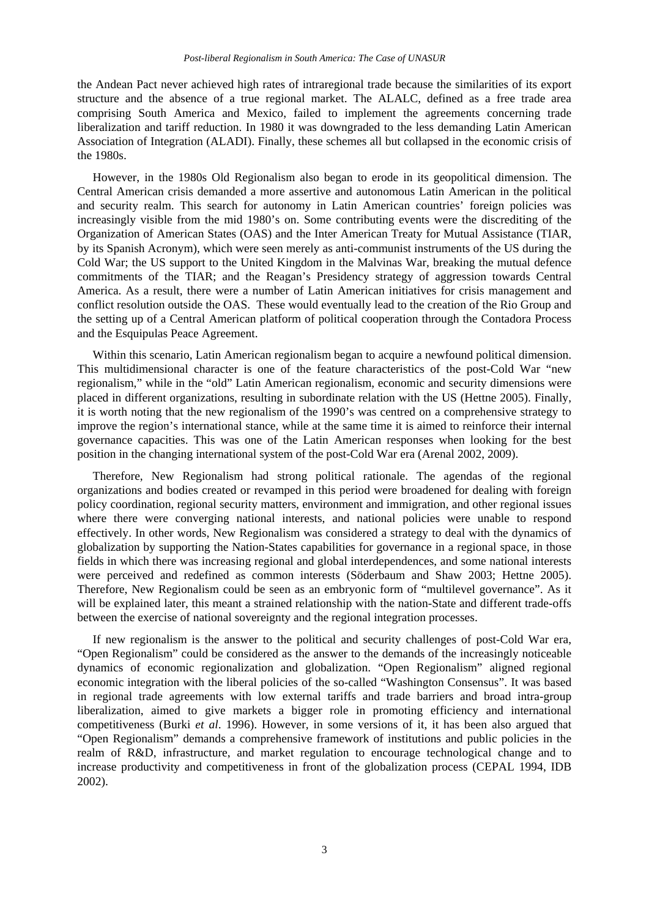the Andean Pact never achieved high rates of intraregional trade because the similarities of its export structure and the absence of a true regional market. The ALALC, defined as a free trade area comprising South America and Mexico, failed to implement the agreements concerning trade liberalization and tariff reduction. In 1980 it was downgraded to the less demanding Latin American Association of Integration (ALADI). Finally, these schemes all but collapsed in the economic crisis of the 1980s.

However, in the 1980s Old Regionalism also began to erode in its geopolitical dimension. The Central American crisis demanded a more assertive and autonomous Latin American in the political and security realm. This search for autonomy in Latin American countries' foreign policies was increasingly visible from the mid 1980's on. Some contributing events were the discrediting of the Organization of American States (OAS) and the Inter American Treaty for Mutual Assistance (TIAR, by its Spanish Acronym), which were seen merely as anti-communist instruments of the US during the Cold War; the US support to the United Kingdom in the Malvinas War, breaking the mutual defence commitments of the TIAR; and the Reagan's Presidency strategy of aggression towards Central America. As a result, there were a number of Latin American initiatives for crisis management and conflict resolution outside the OAS. These would eventually lead to the creation of the Rio Group and the setting up of a Central American platform of political cooperation through the Contadora Process and the Esquipulas Peace Agreement.

Within this scenario, Latin American regionalism began to acquire a newfound political dimension. This multidimensional character is one of the feature characteristics of the post-Cold War "new regionalism," while in the "old" Latin American regionalism, economic and security dimensions were placed in different organizations, resulting in subordinate relation with the US (Hettne 2005). Finally, it is worth noting that the new regionalism of the 1990's was centred on a comprehensive strategy to improve the region's international stance, while at the same time it is aimed to reinforce their internal governance capacities. This was one of the Latin American responses when looking for the best position in the changing international system of the post-Cold War era (Arenal 2002, 2009).

Therefore, New Regionalism had strong political rationale. The agendas of the regional organizations and bodies created or revamped in this period were broadened for dealing with foreign policy coordination, regional security matters, environment and immigration, and other regional issues where there were converging national interests, and national policies were unable to respond effectively. In other words, New Regionalism was considered a strategy to deal with the dynamics of globalization by supporting the Nation-States capabilities for governance in a regional space, in those fields in which there was increasing regional and global interdependences, and some national interests were perceived and redefined as common interests (Söderbaum and Shaw 2003; Hettne 2005). Therefore, New Regionalism could be seen as an embryonic form of "multilevel governance". As it will be explained later, this meant a strained relationship with the nation-State and different trade-offs between the exercise of national sovereignty and the regional integration processes.

If new regionalism is the answer to the political and security challenges of post-Cold War era, "Open Regionalism" could be considered as the answer to the demands of the increasingly noticeable dynamics of economic regionalization and globalization. "Open Regionalism" aligned regional economic integration with the liberal policies of the so-called "Washington Consensus". It was based in regional trade agreements with low external tariffs and trade barriers and broad intra-group liberalization, aimed to give markets a bigger role in promoting efficiency and international competitiveness (Burki *et al*. 1996). However, in some versions of it, it has been also argued that "Open Regionalism" demands a comprehensive framework of institutions and public policies in the realm of R&D, infrastructure, and market regulation to encourage technological change and to increase productivity and competitiveness in front of the globalization process (CEPAL 1994, IDB 2002).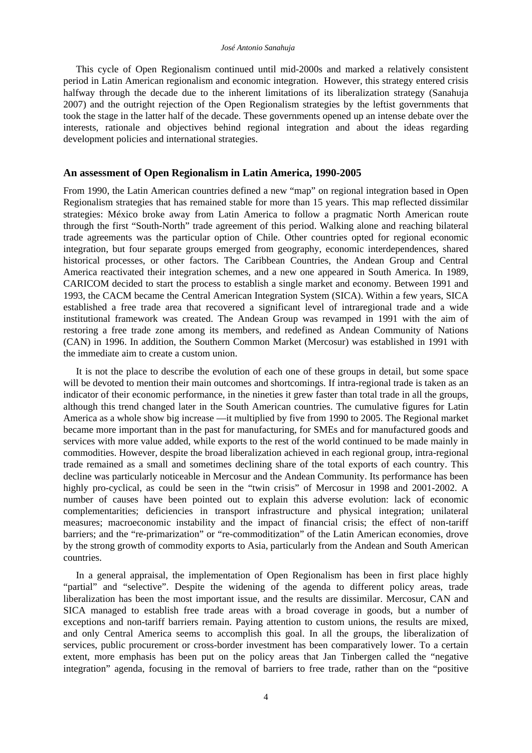This cycle of Open Regionalism continued until mid-2000s and marked a relatively consistent period in Latin American regionalism and economic integration. However, this strategy entered crisis halfway through the decade due to the inherent limitations of its liberalization strategy (Sanahuja 2007) and the outright rejection of the Open Regionalism strategies by the leftist governments that took the stage in the latter half of the decade. These governments opened up an intense debate over the interests, rationale and objectives behind regional integration and about the ideas regarding development policies and international strategies.

## An assessment of Open Regionalism in Latin America, 1990-2005

From 1990, the Latin American countries defined a new "map" on regional integration based in Open Regionalism strategies that has remained stable for more than 15 years. This map reflected dissimilar strategies: México broke away from Latin America to follow a pragmatic North American route through the first "South-North" trade agreement of this period. Walking alone and reaching bilateral trade agreements was the particular option of Chile. Other countries opted for regional economic integration, but four separate groups emerged from geography, economic interdependences, shared historical processes, or other factors. The Caribbean Countries, the Andean Group and Central America reactivated their integration schemes, and a new one appeared in South America. In 1989, CARICOM decided to start the process to establish a single market and economy. Between 1991 and 1993, the CACM became the Central American Integration System (SICA). Within a few years, SICA established a free trade area that recovered a significant level of intraregional trade and a wide institutional framework was created. The Andean Group was revamped in 1991 with the aim of restoring a free trade zone among its members, and redefined as Andean Community of Nations (CAN) in 1996. In addition, the Southern Common Market (Mercosur) was established in 1991 with the immediate aim to create a custom union.

It is not the place to describe the evolution of each one of these groups in detail, but some space will be devoted to mention their main outcomes and shortcomings. If intra-regional trade is taken as an indicator of their economic performance, in the nineties it grew faster than total trade in all the groups, although this trend changed later in the South American countries. The cumulative figures for Latin America as a whole show big increase —it multiplied by five from 1990 to 2005. The Regional market became more important than in the past for manufacturing, for SMEs and for manufactured goods and services with more value added, while exports to the rest of the world continued to be made mainly in commodities. However, despite the broad liberalization achieved in each regional group, intra-regional trade remained as a small and sometimes declining share of the total exports of each country. This decline was particularly noticeable in Mercosur and the Andean Community. Its performance has been highly pro-cyclical, as could be seen in the "twin crisis" of Mercosur in 1998 and 2001-2002. A number of causes have been pointed out to explain this adverse evolution: lack of economic complementarities; deficiencies in transport infrastructure and physical integration; unilateral measures; macroeconomic instability and the impact of financial crisis; the effect of non-tariff barriers; and the "re-primarization" or "re-commoditization" of the Latin American economies, drove by the strong growth of commodity exports to Asia, particularly from the Andean and South American countries.

In a general appraisal, the implementation of Open Regionalism has been in first place highly "partial" and "selective". Despite the widening of the agenda to different policy areas, trade liberalization has been the most important issue, and the results are dissimilar. Mercosur, CAN and SICA managed to establish free trade areas with a broad coverage in goods, but a number of exceptions and non-tariff barriers remain. Paying attention to custom unions, the results are mixed, and only Central America seems to accomplish this goal. In all the groups, the liberalization of services, public procurement or cross-border investment has been comparatively lower. To a certain extent, more emphasis has been put on the policy areas that Jan Tinbergen called the "negative integration" agenda, focusing in the removal of barriers to free trade, rather than on the "positive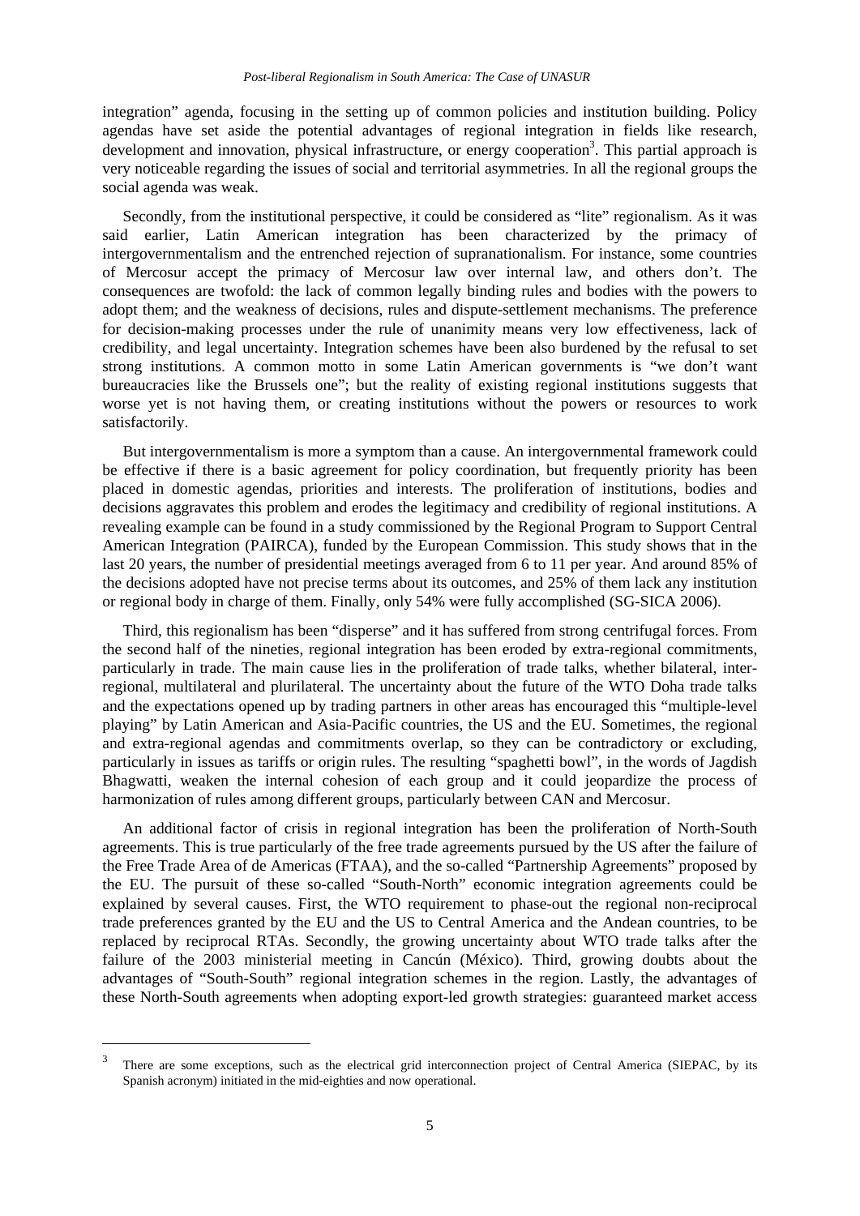integration" agenda, focusing in the setting up of common policies and institution building. Policy agendas have set aside the potential advantages of regional integration in fields like research, development and innovation, physical infrastructure, or energy cooperation[3]. This partial approach is very noticeable regarding the issues of social and territorial asymmetries. In all the regional groups the social agenda was weak.

Secondly, from the institutional perspective, it could be considered as "lite" regionalism. As it was said earlier, Latin American integration has been characterized by the primacy of intergovernmentalism and the entrenched rejection of supranationalism. For instance, some countries of Mercosur accept the primacy of Mercosur law over internal law, and others don't. The consequences are twofold: the lack of common legally binding rules and bodies with the powers to adopt them; and the weakness of decisions, rules and dispute-settlement mechanisms. The preference for decision-making processes under the rule of unanimity means very low effectiveness, lack of credibility, and legal uncertainty. Integration schemes have been also burdened by the refusal to set strong institutions. A common motto in some Latin American governments is "we don't want bureaucracies like the Brussels one"; but the reality of existing regional institutions suggests that worse yet is not having them, or creating institutions without the powers or resources to work satisfactorily.

But intergovernmentalism is more a symptom than a cause. An intergovernmental framework could be effective if there is a basic agreement for policy coordination, but frequently priority has been placed in domestic agendas, priorities and interests. The proliferation of institutions, bodies and decisions aggravates this problem and erodes the legitimacy and credibility of regional institutions. A revealing example can be found in a study commissioned by the Regional Program to Support Central American Integration (PAIRCA), funded by the European Commission. This study shows that in the last 20 years, the number of presidential meetings averaged from 6 to 11 per year. And around 85% of the decisions adopted have not precise terms about its outcomes, and 25% of them lack any institution or regional body in charge of them. Finally, only 54% were fully accomplished (SG-SICA 2006).

Third, this regionalism has been "disperse" and it has suffered from strong centrifugal forces. From the second half of the nineties, regional integration has been eroded by extra-regional commitments, particularly in trade. The main cause lies in the proliferation of trade talks, whether bilateral, inter-regional, multilateral and plurilateral. The uncertainty about the future of the WTO Doha trade talks and the expectations opened up by trading partners in other areas has encouraged this "multiple-level playing" by Latin American and Asia-Pacific countries, the US and the EU. Sometimes, the regional and extra-regional agendas and commitments overlap, so they can be contradictory or excluding, particularly in issues as tariffs or origin rules. The resulting "spaghetti bowl", in the words of Jagdish Bhagwatti, weaken the internal cohesion of each group and it could jeopardize the process of harmonization of rules among different groups, particularly between CAN and Mercosur.

An additional factor of crisis in regional integration has been the proliferation of North-South agreements. This is true particularly of the free trade agreements pursued by the US after the failure of the Free Trade Area of de Americas (FTAA), and the so-called "Partnership Agreements" proposed by the EU. The pursuit of these so-called "South-North" economic integration agreements could be explained by several causes. First, the WTO requirement to phase-out the regional non-reciprocal trade preferences granted by the EU and the US to Central America and the Andean countries, to be replaced by reciprocal RTAs. Secondly, the growing uncertainty about WTO trade talks after the failure of the 2003 ministerial meeting in Cancún (México). Third, growing doubts about the advantages of "South-South" regional integration schemes in the region. Lastly, the advantages of these North-South agreements when adopting export-led growth strategies: guaranteed market access

---

[3] There are some exceptions, such as the electrical grid interconnection project of Central America (SIEPAC, by its Spanish acronym) initiated in the mid-eighties and now operational.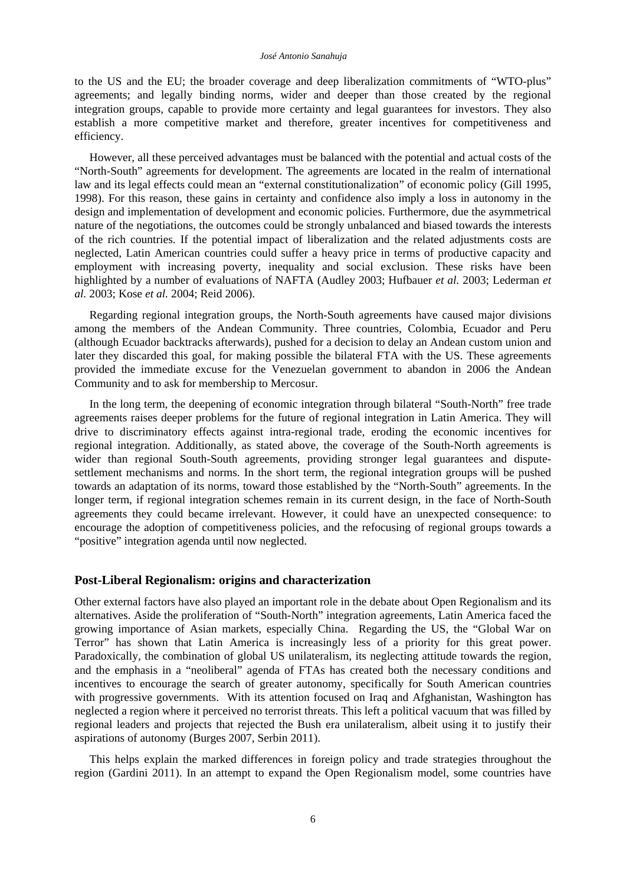to the US and the EU; the broader coverage and deep liberalization commitments of "WTO-plus" agreements; and legally binding norms, wider and deeper than those created by the regional integration groups, capable to provide more certainty and legal guarantees for investors. They also establish a more competitive market and therefore, greater incentives for competitiveness and efficiency.

However, all these perceived advantages must be balanced with the potential and actual costs of the "North-South" agreements for development. The agreements are located in the realm of international law and its legal effects could mean an "external constitutionalization" of economic policy (Gill 1995, 1998). For this reason, these gains in certainty and confidence also imply a loss in autonomy in the design and implementation of development and economic policies. Furthermore, due the asymmetrical nature of the negotiations, the outcomes could be strongly unbalanced and biased towards the interests of the rich countries. If the potential impact of liberalization and the related adjustments costs are neglected, Latin American countries could suffer a heavy price in terms of productive capacity and employment with increasing poverty, inequality and social exclusion. These risks have been highlighted by a number of evaluations of NAFTA (Audley 2003; Hufbauer *et al.* 2003; Lederman *et al.* 2003; Kose *et al.* 2004; Reid 2006).

Regarding regional integration groups, the North-South agreements have caused major divisions among the members of the Andean Community. Three countries, Colombia, Ecuador and Peru (although Ecuador backtracks afterwards), pushed for a decision to delay an Andean custom union and later they discarded this goal, for making possible the bilateral FTA with the US. These agreements provided the immediate excuse for the Venezuelan government to abandon in 2006 the Andean Community and to ask for membership to Mercosur.

In the long term, the deepening of economic integration through bilateral "South-North" free trade agreements raises deeper problems for the future of regional integration in Latin America. They will drive to discriminatory effects against intra-regional trade, eroding the economic incentives for regional integration. Additionally, as stated above, the coverage of the South-North agreements is wider than regional South-South agreements, providing stronger legal guarantees and dispute-settlement mechanisms and norms. In the short term, the regional integration groups will be pushed towards an adaptation of its norms, toward those established by the "North-South" agreements. In the longer term, if regional integration schemes remain in its current design, in the face of North-South agreements they could became irrelevant. However, it could have an unexpected consequence: to encourage the adoption of competitiveness policies, and the refocusing of regional groups towards a "positive" integration agenda until now neglected.

## Post-Liberal Regionalism: origins and characterization

Other external factors have also played an important role in the debate about Open Regionalism and its alternatives. Aside the proliferation of "South-North" integration agreements, Latin America faced the growing importance of Asian markets, especially China. Regarding the US, the "Global War on Terror" has shown that Latin America is increasingly less of a priority for this great power. Paradoxically, the combination of global US unilateralism, its neglecting attitude towards the region, and the emphasis in a "neoliberal" agenda of FTAs has created both the necessary conditions and incentives to encourage the search of greater autonomy, specifically for South American countries with progressive governments. With its attention focused on Iraq and Afghanistan, Washington has neglected a region where it perceived no terrorist threats. This left a political vacuum that was filled by regional leaders and projects that rejected the Bush era unilateralism, albeit using it to justify their aspirations of autonomy (Burges 2007, Serbin 2011).

This helps explain the marked differences in foreign policy and trade strategies throughout the region (Gardini 2011). In an attempt to expand the Open Regionalism model, some countries have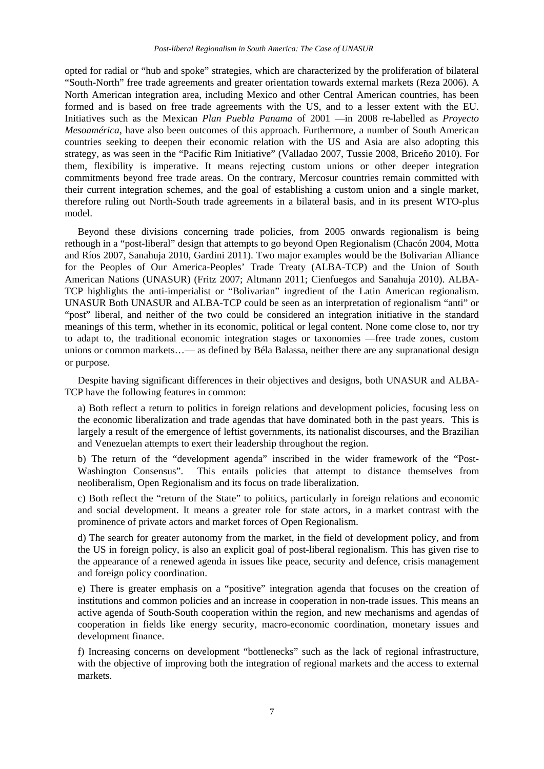opted for radial or "hub and spoke" strategies, which are characterized by the proliferation of bilateral "South-North" free trade agreements and greater orientation towards external markets (Reza 2006). A North American integration area, including Mexico and other Central American countries, has been formed and is based on free trade agreements with the US, and to a lesser extent with the EU. Initiatives such as the Mexican *Plan Puebla Panama* of 2001 —in 2008 re-labelled as *Proyecto Mesoamérica*, have also been outcomes of this approach. Furthermore, a number of South American countries seeking to deepen their economic relation with the US and Asia are also adopting this strategy, as was seen in the "Pacific Rim Initiative" (Valladao 2007, Tussie 2008, Briceño 2010). For them, flexibility is imperative. It means rejecting custom unions or other deeper integration commitments beyond free trade areas. On the contrary, Mercosur countries remain committed with their current integration schemes, and the goal of establishing a custom union and a single market, therefore ruling out North-South trade agreements in a bilateral basis, and in its present WTO-plus model.

Beyond these divisions concerning trade policies, from 2005 onwards regionalism is being rethough in a "post-liberal" design that attempts to go beyond Open Regionalism (Chacón 2004, Motta and Ríos 2007, Sanahuja 2010, Gardini 2011). Two major examples would be the Bolivarian Alliance for the Peoples of Our America-Peoples' Trade Treaty (ALBA-TCP) and the Union of South American Nations (UNASUR) (Fritz 2007; Altmann 2011; Cienfuegos and Sanahuja 2010). ALBA-TCP highlights the anti-imperialist or "Bolivarian" ingredient of the Latin American regionalism. UNASUR Both UNASUR and ALBA-TCP could be seen as an interpretation of regionalism "anti" or "post" liberal, and neither of the two could be considered an integration initiative in the standard meanings of this term, whether in its economic, political or legal content. None come close to, nor try to adapt to, the traditional economic integration stages or taxonomies —free trade zones, custom unions or common markets…— as defined by Béla Balassa, neither there are any supranational design or purpose.

Despite having significant differences in their objectives and designs, both UNASUR and ALBA-TCP have the following features in common:

a) Both reflect a return to politics in foreign relations and development policies, focusing less on the economic liberalization and trade agendas that have dominated both in the past years. This is largely a result of the emergence of leftist governments, its nationalist discourses, and the Brazilian and Venezuelan attempts to exert their leadership throughout the region.

b) The return of the "development agenda" inscribed in the wider framework of the "Post-Washington Consensus". This entails policies that attempt to distance themselves from neoliberalism, Open Regionalism and its focus on trade liberalization.

c) Both reflect the "return of the State" to politics, particularly in foreign relations and economic and social development. It means a greater role for state actors, in a market contrast with the prominence of private actors and market forces of Open Regionalism.

d) The search for greater autonomy from the market, in the field of development policy, and from the US in foreign policy, is also an explicit goal of post-liberal regionalism. This has given rise to the appearance of a renewed agenda in issues like peace, security and defence, crisis management and foreign policy coordination.

e) There is greater emphasis on a "positive" integration agenda that focuses on the creation of institutions and common policies and an increase in cooperation in non-trade issues. This means an active agenda of South-South cooperation within the region, and new mechanisms and agendas of cooperation in fields like energy security, macro-economic coordination, monetary issues and development finance.

f) Increasing concerns on development "bottlenecks" such as the lack of regional infrastructure, with the objective of improving both the integration of regional markets and the access to external markets.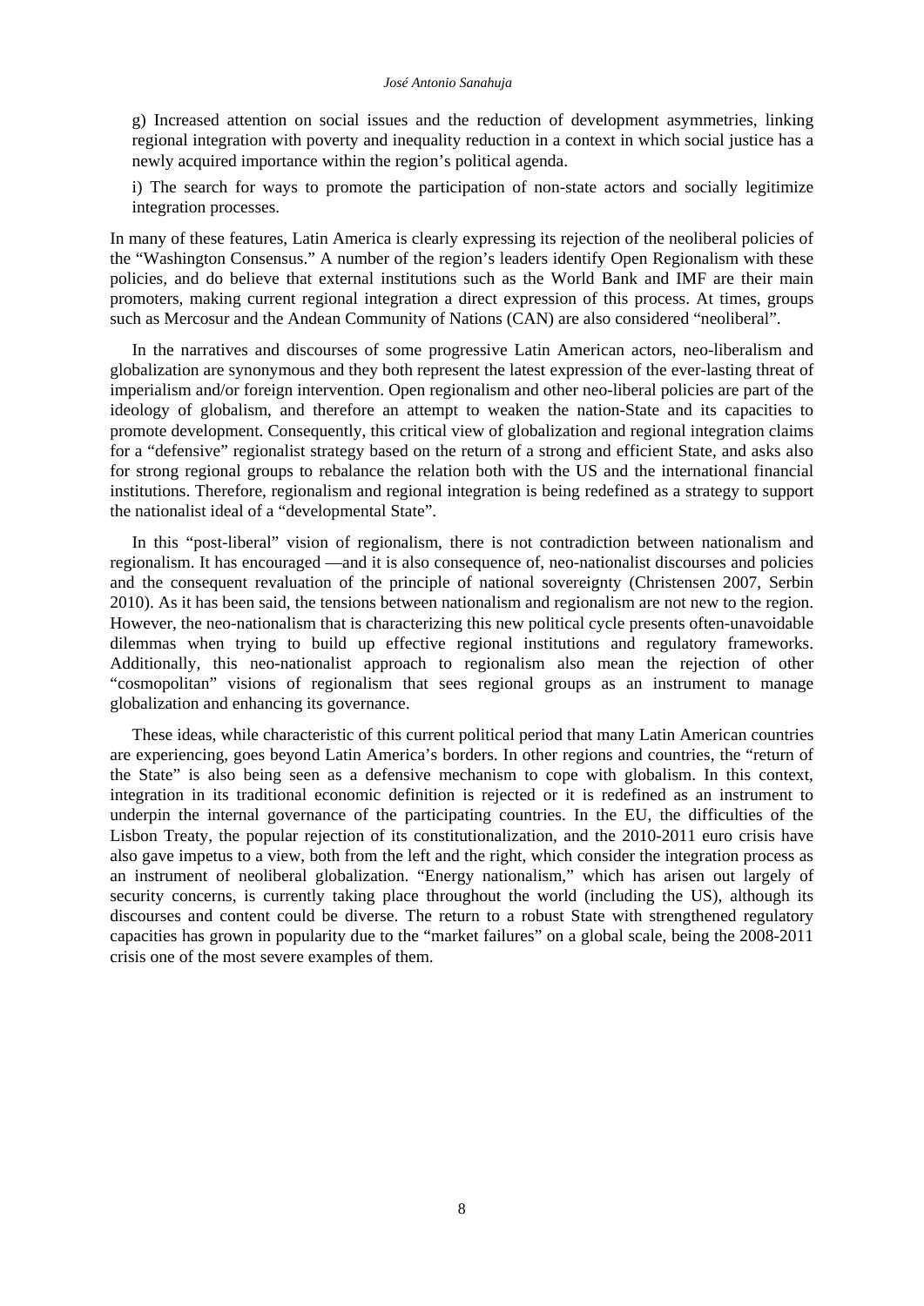g) Increased attention on social issues and the reduction of development asymmetries, linking regional integration with poverty and inequality reduction in a context in which social justice has a newly acquired importance within the region's political agenda.

i) The search for ways to promote the participation of non-state actors and socially legitimize integration processes.

In many of these features, Latin America is clearly expressing its rejection of the neoliberal policies of the "Washington Consensus." A number of the region's leaders identify Open Regionalism with these policies, and do believe that external institutions such as the World Bank and IMF are their main promoters, making current regional integration a direct expression of this process. At times, groups such as Mercosur and the Andean Community of Nations (CAN) are also considered "neoliberal".

In the narratives and discourses of some progressive Latin American actors, neo-liberalism and globalization are synonymous and they both represent the latest expression of the ever-lasting threat of imperialism and/or foreign intervention. Open regionalism and other neo-liberal policies are part of the ideology of globalism, and therefore an attempt to weaken the nation-State and its capacities to promote development. Consequently, this critical view of globalization and regional integration claims for a "defensive" regionalist strategy based on the return of a strong and efficient State, and asks also for strong regional groups to rebalance the relation both with the US and the international financial institutions. Therefore, regionalism and regional integration is being redefined as a strategy to support the nationalist ideal of a "developmental State".

In this "post-liberal" vision of regionalism, there is not contradiction between nationalism and regionalism. It has encouraged —and it is also consequence of, neo-nationalist discourses and policies and the consequent revaluation of the principle of national sovereignty (Christensen 2007, Serbin 2010). As it has been said, the tensions between nationalism and regionalism are not new to the region. However, the neo-nationalism that is characterizing this new political cycle presents often-unavoidable dilemmas when trying to build up effective regional institutions and regulatory frameworks. Additionally, this neo-nationalist approach to regionalism also mean the rejection of other "cosmopolitan" visions of regionalism that sees regional groups as an instrument to manage globalization and enhancing its governance.

These ideas, while characteristic of this current political period that many Latin American countries are experiencing, goes beyond Latin America's borders. In other regions and countries, the "return of the State" is also being seen as a defensive mechanism to cope with globalism. In this context, integration in its traditional economic definition is rejected or it is redefined as an instrument to underpin the internal governance of the participating countries. In the EU, the difficulties of the Lisbon Treaty, the popular rejection of its constitutionalization, and the 2010-2011 euro crisis have also gave impetus to a view, both from the left and the right, which consider the integration process as an instrument of neoliberal globalization. "Energy nationalism," which has arisen out largely of security concerns, is currently taking place throughout the world (including the US), although its discourses and content could be diverse. The return to a robust State with strengthened regulatory capacities has grown in popularity due to the "market failures" on a global scale, being the 2008-2011 crisis one of the most severe examples of them.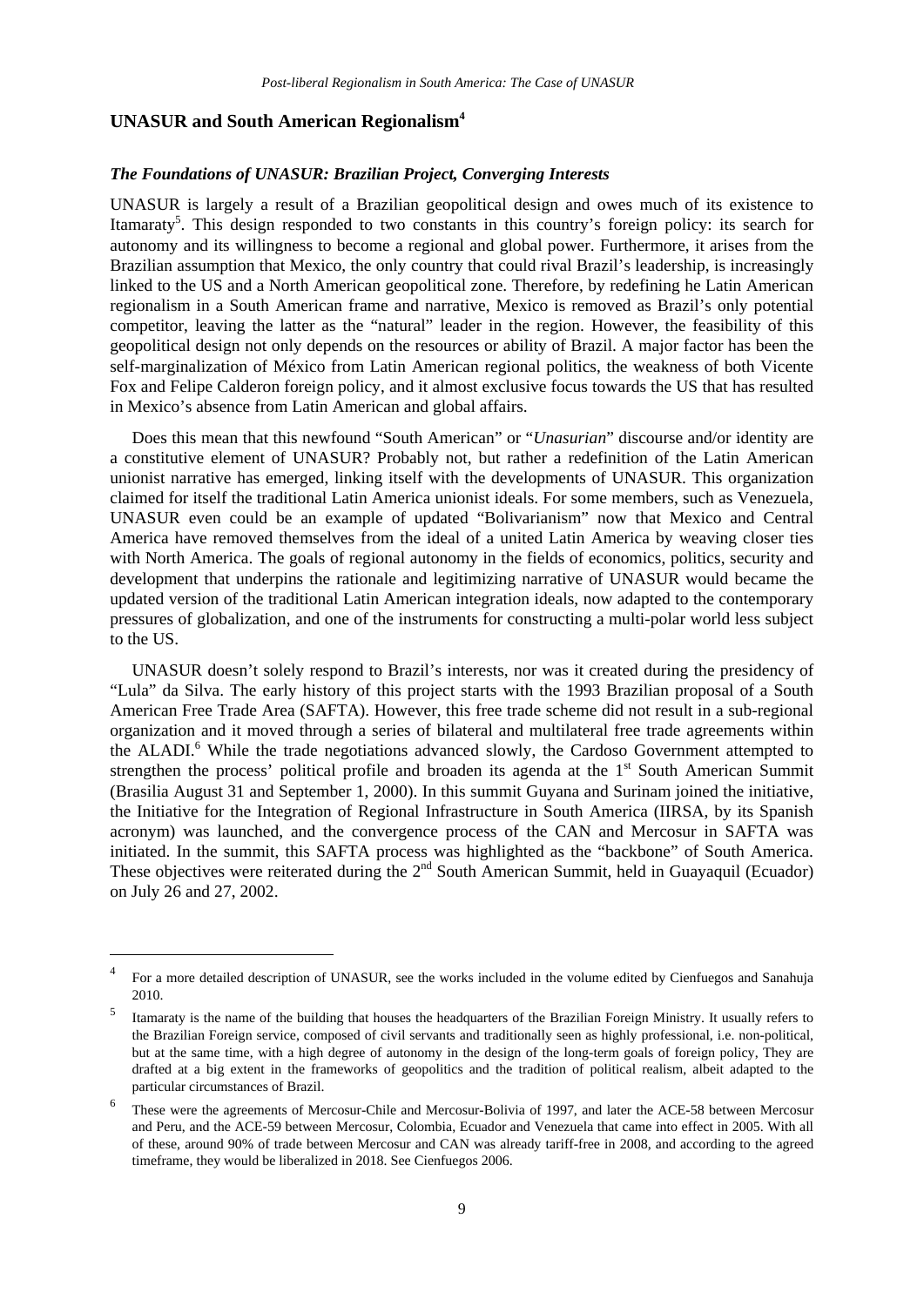## UNASUR and South American Regionalism[4]

### *The Foundations of UNASUR: Brazilian Project, Converging Interests*

UNASUR is largely a result of a Brazilian geopolitical design and owes much of its existence to Itamaraty[5]. This design responded to two constants in this country's foreign policy: its search for autonomy and its willingness to become a regional and global power. Furthermore, it arises from the Brazilian assumption that Mexico, the only country that could rival Brazil's leadership, is increasingly linked to the US and a North American geopolitical zone. Therefore, by redefining he Latin American regionalism in a South American frame and narrative, Mexico is removed as Brazil's only potential competitor, leaving the latter as the "natural" leader in the region. However, the feasibility of this geopolitical design not only depends on the resources or ability of Brazil. A major factor has been the self-marginalization of México from Latin American regional politics, the weakness of both Vicente Fox and Felipe Calderon foreign policy, and it almost exclusive focus towards the US that has resulted in Mexico's absence from Latin American and global affairs.

Does this mean that this newfound "South American" or "*Unasurian*" discourse and/or identity are a constitutive element of UNASUR? Probably not, but rather a redefinition of the Latin American unionist narrative has emerged, linking itself with the developments of UNASUR. This organization claimed for itself the traditional Latin America unionist ideals. For some members, such as Venezuela, UNASUR even could be an example of updated "Bolivarianism" now that Mexico and Central America have removed themselves from the ideal of a united Latin America by weaving closer ties with North America. The goals of regional autonomy in the fields of economics, politics, security and development that underpins the rationale and legitimizing narrative of UNASUR would became the updated version of the traditional Latin American integration ideals, now adapted to the contemporary pressures of globalization, and one of the instruments for constructing a multi-polar world less subject to the US.

UNASUR doesn't solely respond to Brazil's interests, nor was it created during the presidency of "Lula" da Silva. The early history of this project starts with the 1993 Brazilian proposal of a South American Free Trade Area (SAFTA). However, this free trade scheme did not result in a sub-regional organization and it moved through a series of bilateral and multilateral free trade agreements within the ALADI.[6] While the trade negotiations advanced slowly, the Cardoso Government attempted to strengthen the process' political profile and broaden its agenda at the 1st South American Summit (Brasilia August 31 and September 1, 2000). In this summit Guyana and Surinam joined the initiative, the Initiative for the Integration of Regional Infrastructure in South America (IIRSA, by its Spanish acronym) was launched, and the convergence process of the CAN and Mercosur in SAFTA was initiated. In the summit, this SAFTA process was highlighted as the "backbone" of South America. These objectives were reiterated during the 2nd South American Summit, held in Guayaquil (Ecuador) on July 26 and 27, 2002.

---

[4] For a more detailed description of UNASUR, see the works included in the volume edited by Cienfuegos and Sanahuja 2010.

[5] Itamaraty is the name of the building that houses the headquarters of the Brazilian Foreign Ministry. It usually refers to the Brazilian Foreign service, composed of civil servants and traditionally seen as highly professional, i.e. non-political, but at the same time, with a high degree of autonomy in the design of the long-term goals of foreign policy, They are drafted at a big extent in the frameworks of geopolitics and the tradition of political realism, albeit adapted to the particular circumstances of Brazil.

[6] These were the agreements of Mercosur-Chile and Mercosur-Bolivia of 1997, and later the ACE-58 between Mercosur and Peru, and the ACE-59 between Mercosur, Colombia, Ecuador and Venezuela that came into effect in 2005. With all of these, around 90% of trade between Mercosur and CAN was already tariff-free in 2008, and according to the agreed timeframe, they would be liberalized in 2018. See Cienfuegos 2006.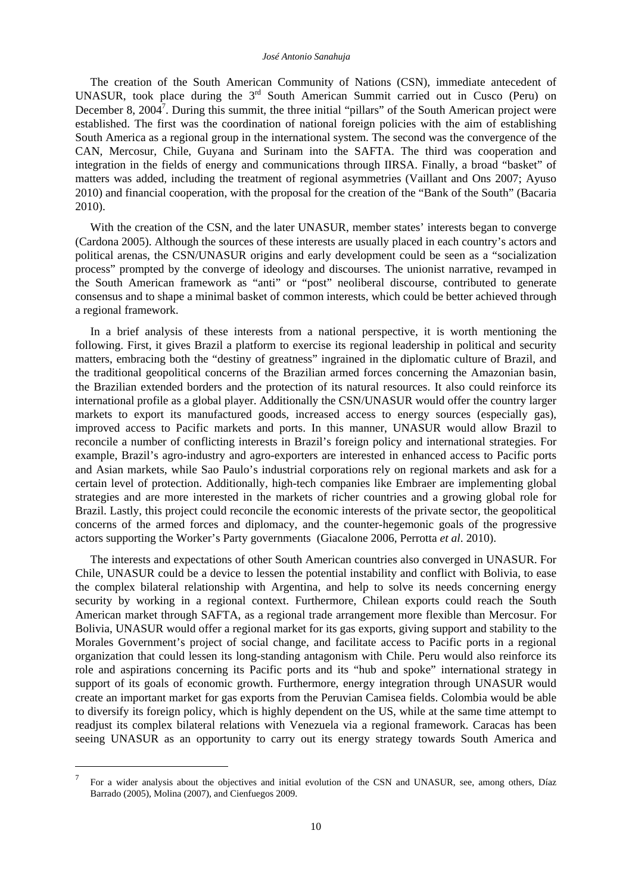The creation of the South American Community of Nations (CSN), immediate antecedent of UNASUR, took place during the 3rd South American Summit carried out in Cusco (Peru) on December 8, 2004[7]. During this summit, the three initial "pillars" of the South American project were established. The first was the coordination of national foreign policies with the aim of establishing South America as a regional group in the international system. The second was the convergence of the CAN, Mercosur, Chile, Guyana and Surinam into the SAFTA. The third was cooperation and integration in the fields of energy and communications through IIRSA. Finally, a broad "basket" of matters was added, including the treatment of regional asymmetries (Vaillant and Ons 2007; Ayuso 2010) and financial cooperation, with the proposal for the creation of the "Bank of the South" (Bacaria 2010).

With the creation of the CSN, and the later UNASUR, member states' interests began to converge (Cardona 2005). Although the sources of these interests are usually placed in each country's actors and political arenas, the CSN/UNASUR origins and early development could be seen as a "socialization process" prompted by the converge of ideology and discourses. The unionist narrative, revamped in the South American framework as "anti" or "post" neoliberal discourse, contributed to generate consensus and to shape a minimal basket of common interests, which could be better achieved through a regional framework.

In a brief analysis of these interests from a national perspective, it is worth mentioning the following. First, it gives Brazil a platform to exercise its regional leadership in political and security matters, embracing both the "destiny of greatness" ingrained in the diplomatic culture of Brazil, and the traditional geopolitical concerns of the Brazilian armed forces concerning the Amazonian basin, the Brazilian extended borders and the protection of its natural resources. It also could reinforce its international profile as a global player. Additionally the CSN/UNASUR would offer the country larger markets to export its manufactured goods, increased access to energy sources (especially gas), improved access to Pacific markets and ports. In this manner, UNASUR would allow Brazil to reconcile a number of conflicting interests in Brazil's foreign policy and international strategies. For example, Brazil's agro-industry and agro-exporters are interested in enhanced access to Pacific ports and Asian markets, while Sao Paulo's industrial corporations rely on regional markets and ask for a certain level of protection. Additionally, high-tech companies like Embraer are implementing global strategies and are more interested in the markets of richer countries and a growing global role for Brazil. Lastly, this project could reconcile the economic interests of the private sector, the geopolitical concerns of the armed forces and diplomacy, and the counter-hegemonic goals of the progressive actors supporting the Worker's Party governments (Giacalone 2006, Perrotta *et al*. 2010).

The interests and expectations of other South American countries also converged in UNASUR. For Chile, UNASUR could be a device to lessen the potential instability and conflict with Bolivia, to ease the complex bilateral relationship with Argentina, and help to solve its needs concerning energy security by working in a regional context. Furthermore, Chilean exports could reach the South American market through SAFTA, as a regional trade arrangement more flexible than Mercosur. For Bolivia, UNASUR would offer a regional market for its gas exports, giving support and stability to the Morales Government's project of social change, and facilitate access to Pacific ports in a regional organization that could lessen its long-standing antagonism with Chile. Peru would also reinforce its role and aspirations concerning its Pacific ports and its "hub and spoke" international strategy in support of its goals of economic growth. Furthermore, energy integration through UNASUR would create an important market for gas exports from the Peruvian Camisea fields. Colombia would be able to diversify its foreign policy, which is highly dependent on the US, while at the same time attempt to readjust its complex bilateral relations with Venezuela via a regional framework. Caracas has been seeing UNASUR as an opportunity to carry out its energy strategy towards South America and

[7] For a wider analysis about the objectives and initial evolution of the CSN and UNASUR, see, among others, Díaz Barrado (2005), Molina (2007), and Cienfuegos 2009.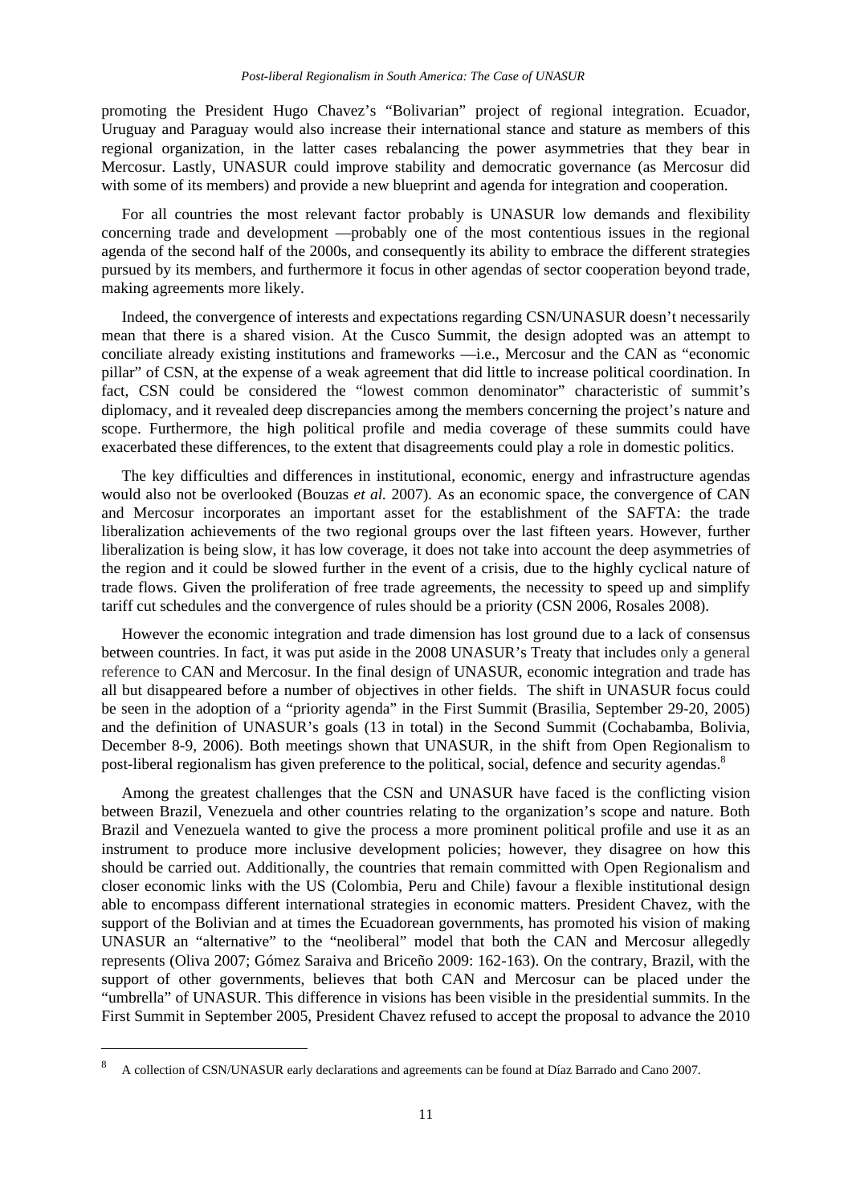promoting the President Hugo Chavez's "Bolivarian" project of regional integration. Ecuador, Uruguay and Paraguay would also increase their international stance and stature as members of this regional organization, in the latter cases rebalancing the power asymmetries that they bear in Mercosur. Lastly, UNASUR could improve stability and democratic governance (as Mercosur did with some of its members) and provide a new blueprint and agenda for integration and cooperation.

For all countries the most relevant factor probably is UNASUR low demands and flexibility concerning trade and development —probably one of the most contentious issues in the regional agenda of the second half of the 2000s, and consequently its ability to embrace the different strategies pursued by its members, and furthermore it focus in other agendas of sector cooperation beyond trade, making agreements more likely.

Indeed, the convergence of interests and expectations regarding CSN/UNASUR doesn't necessarily mean that there is a shared vision. At the Cusco Summit, the design adopted was an attempt to conciliate already existing institutions and frameworks —i.e., Mercosur and the CAN as "economic pillar" of CSN, at the expense of a weak agreement that did little to increase political coordination. In fact, CSN could be considered the "lowest common denominator" characteristic of summit's diplomacy, and it revealed deep discrepancies among the members concerning the project's nature and scope. Furthermore, the high political profile and media coverage of these summits could have exacerbated these differences, to the extent that disagreements could play a role in domestic politics.

The key difficulties and differences in institutional, economic, energy and infrastructure agendas would also not be overlooked (Bouzas *et al.* 2007). As an economic space, the convergence of CAN and Mercosur incorporates an important asset for the establishment of the SAFTA: the trade liberalization achievements of the two regional groups over the last fifteen years. However, further liberalization is being slow, it has low coverage, it does not take into account the deep asymmetries of the region and it could be slowed further in the event of a crisis, due to the highly cyclical nature of trade flows. Given the proliferation of free trade agreements, the necessity to speed up and simplify tariff cut schedules and the convergence of rules should be a priority (CSN 2006, Rosales 2008).

However the economic integration and trade dimension has lost ground due to a lack of consensus between countries. In fact, it was put aside in the 2008 UNASUR's Treaty that includes only a general reference to CAN and Mercosur. In the final design of UNASUR, economic integration and trade has all but disappeared before a number of objectives in other fields. The shift in UNASUR focus could be seen in the adoption of a "priority agenda" in the First Summit (Brasilia, September 29-20, 2005) and the definition of UNASUR's goals (13 in total) in the Second Summit (Cochabamba, Bolivia, December 8-9, 2006). Both meetings shown that UNASUR, in the shift from Open Regionalism to post-liberal regionalism has given preference to the political, social, defence and security agendas.[8]

Among the greatest challenges that the CSN and UNASUR have faced is the conflicting vision between Brazil, Venezuela and other countries relating to the organization's scope and nature. Both Brazil and Venezuela wanted to give the process a more prominent political profile and use it as an instrument to produce more inclusive development policies; however, they disagree on how this should be carried out. Additionally, the countries that remain committed with Open Regionalism and closer economic links with the US (Colombia, Peru and Chile) favour a flexible institutional design able to encompass different international strategies in economic matters. President Chavez, with the support of the Bolivian and at times the Ecuadorean governments, has promoted his vision of making UNASUR an "alternative" to the "neoliberal" model that both the CAN and Mercosur allegedly represents (Oliva 2007; Gómez Saraiva and Briceño 2009: 162-163). On the contrary, Brazil, with the support of other governments, believes that both CAN and Mercosur can be placed under the "umbrella" of UNASUR. This difference in visions has been visible in the presidential summits. In the First Summit in September 2005, President Chavez refused to accept the proposal to advance the 2010

---

[8] A collection of CSN/UNASUR early declarations and agreements can be found at Díaz Barrado and Cano 2007.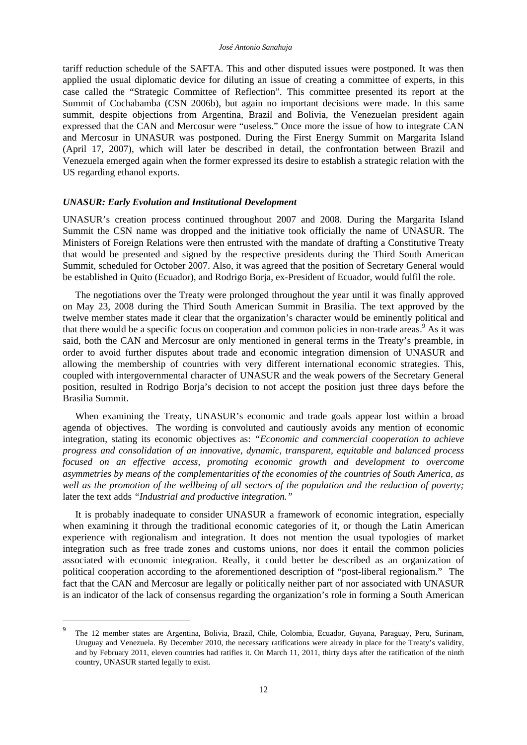tariff reduction schedule of the SAFTA. This and other disputed issues were postponed. It was then applied the usual diplomatic device for diluting an issue of creating a committee of experts, in this case called the "Strategic Committee of Reflection". This committee presented its report at the Summit of Cochabamba (CSN 2006b), but again no important decisions were made. In this same summit, despite objections from Argentina, Brazil and Bolivia, the Venezuelan president again expressed that the CAN and Mercosur were "useless." Once more the issue of how to integrate CAN and Mercosur in UNASUR was postponed. During the First Energy Summit on Margarita Island (April 17, 2007), which will later be described in detail, the confrontation between Brazil and Venezuela emerged again when the former expressed its desire to establish a strategic relation with the US regarding ethanol exports.

### *UNASUR: Early Evolution and Institutional Development*

UNASUR's creation process continued throughout 2007 and 2008. During the Margarita Island Summit the CSN name was dropped and the initiative took officially the name of UNASUR. The Ministers of Foreign Relations were then entrusted with the mandate of drafting a Constitutive Treaty that would be presented and signed by the respective presidents during the Third South American Summit, scheduled for October 2007. Also, it was agreed that the position of Secretary General would be established in Quito (Ecuador), and Rodrigo Borja, ex-President of Ecuador, would fulfil the role.

The negotiations over the Treaty were prolonged throughout the year until it was finally approved on May 23, 2008 during the Third South American Summit in Brasilia. The text approved by the twelve member states made it clear that the organization's character would be eminently political and that there would be a specific focus on cooperation and common policies in non-trade areas.[9] As it was said, both the CAN and Mercosur are only mentioned in general terms in the Treaty's preamble, in order to avoid further disputes about trade and economic integration dimension of UNASUR and allowing the membership of countries with very different international economic strategies. This, coupled with intergovernmental character of UNASUR and the weak powers of the Secretary General position, resulted in Rodrigo Borja's decision to not accept the position just three days before the Brasilia Summit.

When examining the Treaty, UNASUR's economic and trade goals appear lost within a broad agenda of objectives. The wording is convoluted and cautiously avoids any mention of economic integration, stating its economic objectives as: *"Economic and commercial cooperation to achieve progress and consolidation of an innovative, dynamic, transparent, equitable and balanced process focused on an effective access, promoting economic growth and development to overcome asymmetries by means of the complementarities of the economies of the countries of South America, as well as the promotion of the wellbeing of all sectors of the population and the reduction of poverty;* later the text adds *"Industrial and productive integration."*

It is probably inadequate to consider UNASUR a framework of economic integration, especially when examining it through the traditional economic categories of it, or though the Latin American experience with regionalism and integration. It does not mention the usual typologies of market integration such as free trade zones and customs unions, nor does it entail the common policies associated with economic integration. Really, it could better be described as an organization of political cooperation according to the aforementioned description of "post-liberal regionalism." The fact that the CAN and Mercosur are legally or politically neither part of nor associated with UNASUR is an indicator of the lack of consensus regarding the organization's role in forming a South American

---

[9] The 12 member states are Argentina, Bolivia, Brazil, Chile, Colombia, Ecuador, Guyana, Paraguay, Peru, Surinam, Uruguay and Venezuela. By December 2010, the necessary ratifications were already in place for the Treaty's validity, and by February 2011, eleven countries had ratifies it. On March 11, 2011, thirty days after the ratification of the ninth country, UNASUR started legally to exist.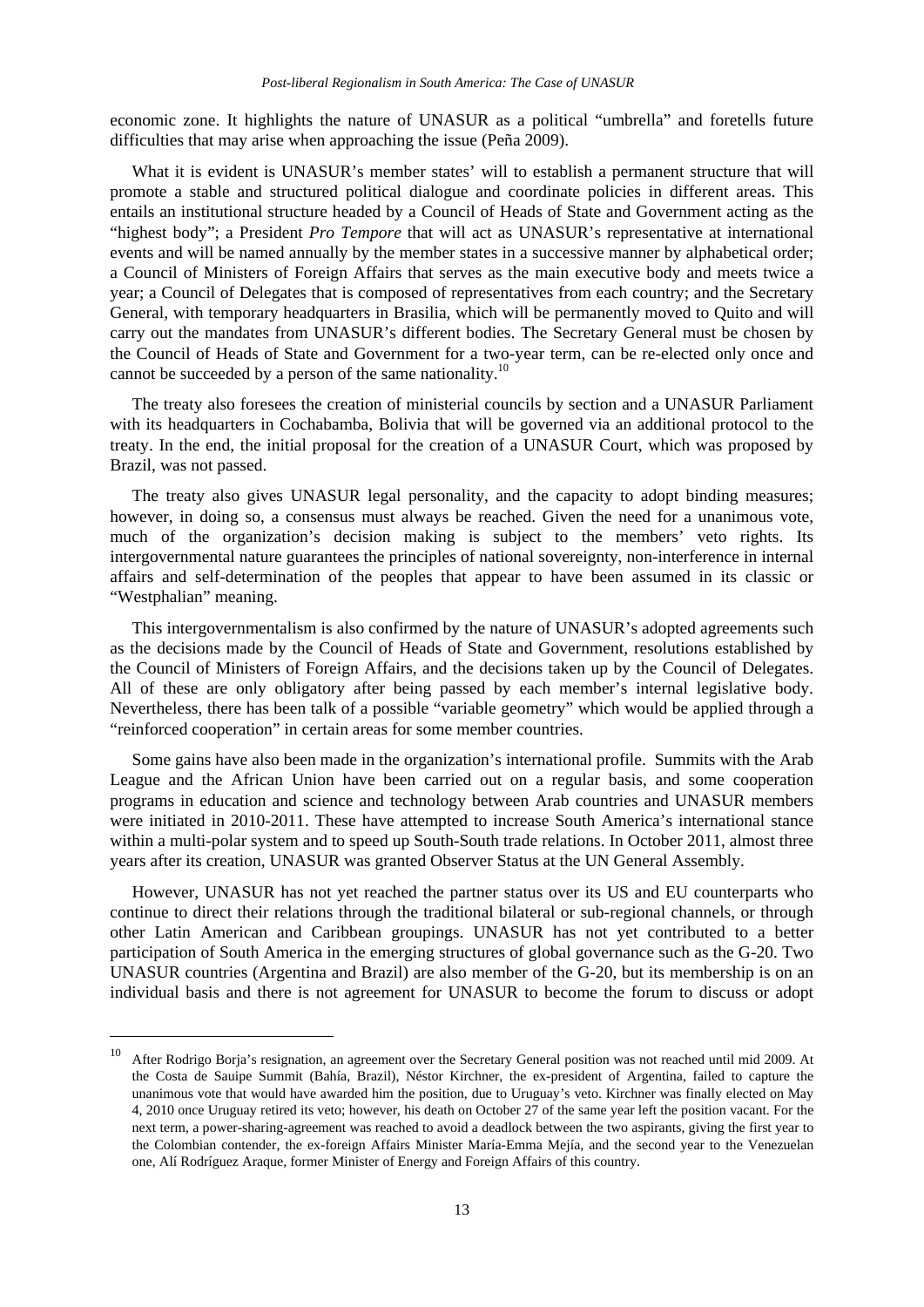economic zone. It highlights the nature of UNASUR as a political "umbrella" and foretells future difficulties that may arise when approaching the issue (Peña 2009).

What it is evident is UNASUR's member states' will to establish a permanent structure that will promote a stable and structured political dialogue and coordinate policies in different areas. This entails an institutional structure headed by a Council of Heads of State and Government acting as the "highest body"; a President *Pro Tempore* that will act as UNASUR's representative at international events and will be named annually by the member states in a successive manner by alphabetical order; a Council of Ministers of Foreign Affairs that serves as the main executive body and meets twice a year; a Council of Delegates that is composed of representatives from each country; and the Secretary General, with temporary headquarters in Brasilia, which will be permanently moved to Quito and will carry out the mandates from UNASUR's different bodies. The Secretary General must be chosen by the Council of Heads of State and Government for a two-year term, can be re-elected only once and cannot be succeeded by a person of the same nationality.[10]

The treaty also foresees the creation of ministerial councils by section and a UNASUR Parliament with its headquarters in Cochabamba, Bolivia that will be governed via an additional protocol to the treaty. In the end, the initial proposal for the creation of a UNASUR Court, which was proposed by Brazil, was not passed.

The treaty also gives UNASUR legal personality, and the capacity to adopt binding measures; however, in doing so, a consensus must always be reached. Given the need for a unanimous vote, much of the organization's decision making is subject to the members' veto rights. Its intergovernmental nature guarantees the principles of national sovereignty, non-interference in internal affairs and self-determination of the peoples that appear to have been assumed in its classic or "Westphalian" meaning.

This intergovernmentalism is also confirmed by the nature of UNASUR's adopted agreements such as the decisions made by the Council of Heads of State and Government, resolutions established by the Council of Ministers of Foreign Affairs, and the decisions taken up by the Council of Delegates. All of these are only obligatory after being passed by each member's internal legislative body. Nevertheless, there has been talk of a possible "variable geometry" which would be applied through a "reinforced cooperation" in certain areas for some member countries.

Some gains have also been made in the organization's international profile. Summits with the Arab League and the African Union have been carried out on a regular basis, and some cooperation programs in education and science and technology between Arab countries and UNASUR members were initiated in 2010-2011. These have attempted to increase South America's international stance within a multi-polar system and to speed up South-South trade relations. In October 2011, almost three years after its creation, UNASUR was granted Observer Status at the UN General Assembly.

However, UNASUR has not yet reached the partner status over its US and EU counterparts who continue to direct their relations through the traditional bilateral or sub-regional channels, or through other Latin American and Caribbean groupings. UNASUR has not yet contributed to a better participation of South America in the emerging structures of global governance such as the G-20. Two UNASUR countries (Argentina and Brazil) are also member of the G-20, but its membership is on an individual basis and there is not agreement for UNASUR to become the forum to discuss or adopt

---

[10] After Rodrigo Borja's resignation, an agreement over the Secretary General position was not reached until mid 2009. At the Costa de Sauipe Summit (Bahía, Brazil), Néstor Kirchner, the ex-president of Argentina, failed to capture the unanimous vote that would have awarded him the position, due to Uruguay's veto. Kirchner was finally elected on May 4, 2010 once Uruguay retired its veto; however, his death on October 27 of the same year left the position vacant. For the next term, a power-sharing-agreement was reached to avoid a deadlock between the two aspirants, giving the first year to the Colombian contender, the ex-foreign Affairs Minister María-Emma Mejía, and the second year to the Venezuelan one, Alí Rodríguez Araque, former Minister of Energy and Foreign Affairs of this country.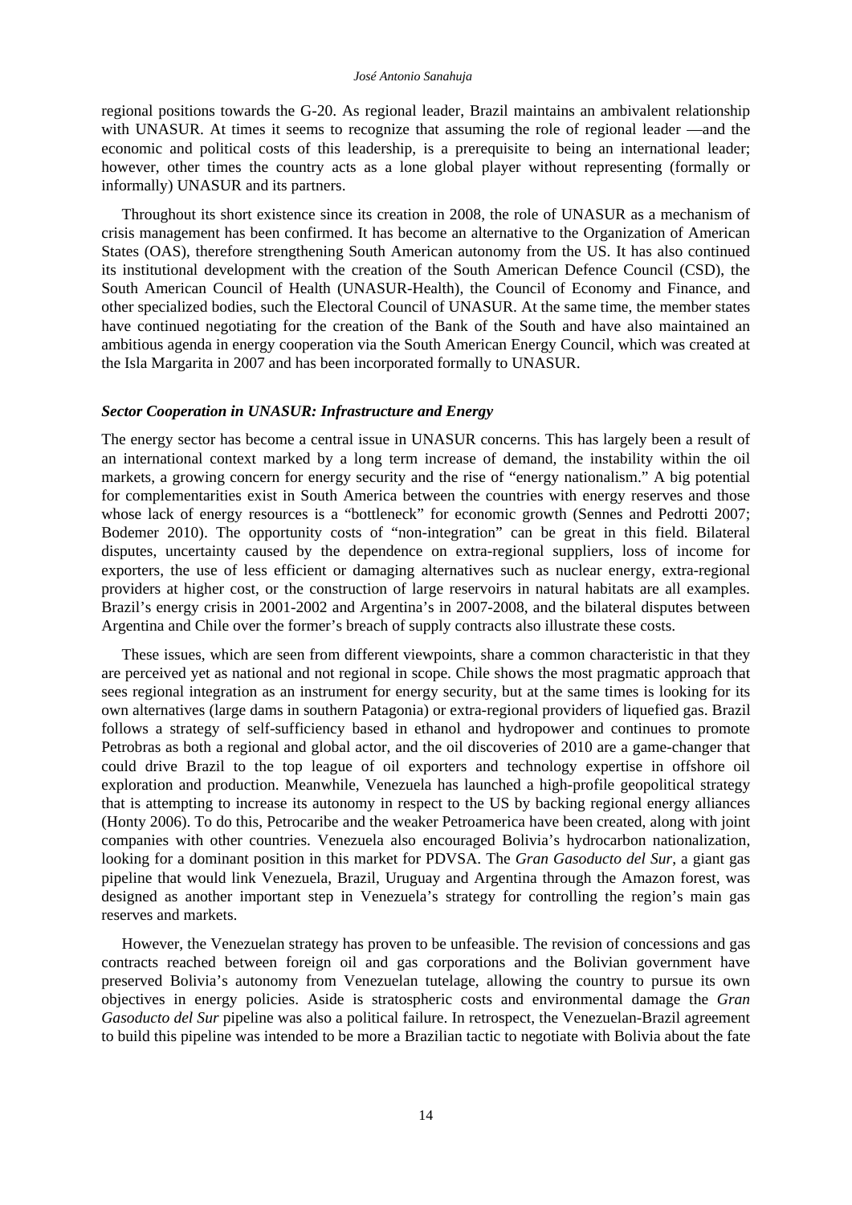regional positions towards the G-20. As regional leader, Brazil maintains an ambivalent relationship with UNASUR. At times it seems to recognize that assuming the role of regional leader —and the economic and political costs of this leadership, is a prerequisite to being an international leader; however, other times the country acts as a lone global player without representing (formally or informally) UNASUR and its partners.

Throughout its short existence since its creation in 2008, the role of UNASUR as a mechanism of crisis management has been confirmed. It has become an alternative to the Organization of American States (OAS), therefore strengthening South American autonomy from the US. It has also continued its institutional development with the creation of the South American Defence Council (CSD), the South American Council of Health (UNASUR-Health), the Council of Economy and Finance, and other specialized bodies, such the Electoral Council of UNASUR. At the same time, the member states have continued negotiating for the creation of the Bank of the South and have also maintained an ambitious agenda in energy cooperation via the South American Energy Council, which was created at the Isla Margarita in 2007 and has been incorporated formally to UNASUR.

### *Sector Cooperation in UNASUR: Infrastructure and Energy*

The energy sector has become a central issue in UNASUR concerns. This has largely been a result of an international context marked by a long term increase of demand, the instability within the oil markets, a growing concern for energy security and the rise of "energy nationalism." A big potential for complementarities exist in South America between the countries with energy reserves and those whose lack of energy resources is a "bottleneck" for economic growth (Sennes and Pedrotti 2007; Bodemer 2010). The opportunity costs of "non-integration" can be great in this field. Bilateral disputes, uncertainty caused by the dependence on extra-regional suppliers, loss of income for exporters, the use of less efficient or damaging alternatives such as nuclear energy, extra-regional providers at higher cost, or the construction of large reservoirs in natural habitats are all examples. Brazil's energy crisis in 2001-2002 and Argentina's in 2007-2008, and the bilateral disputes between Argentina and Chile over the former's breach of supply contracts also illustrate these costs.

These issues, which are seen from different viewpoints, share a common characteristic in that they are perceived yet as national and not regional in scope. Chile shows the most pragmatic approach that sees regional integration as an instrument for energy security, but at the same times is looking for its own alternatives (large dams in southern Patagonia) or extra-regional providers of liquefied gas. Brazil follows a strategy of self-sufficiency based in ethanol and hydropower and continues to promote Petrobras as both a regional and global actor, and the oil discoveries of 2010 are a game-changer that could drive Brazil to the top league of oil exporters and technology expertise in offshore oil exploration and production. Meanwhile, Venezuela has launched a high-profile geopolitical strategy that is attempting to increase its autonomy in respect to the US by backing regional energy alliances (Honty 2006). To do this, Petrocaribe and the weaker Petroamerica have been created, along with joint companies with other countries. Venezuela also encouraged Bolivia's hydrocarbon nationalization, looking for a dominant position in this market for PDVSA. The *Gran Gasoducto del Sur*, a giant gas pipeline that would link Venezuela, Brazil, Uruguay and Argentina through the Amazon forest, was designed as another important step in Venezuela's strategy for controlling the region's main gas reserves and markets.

However, the Venezuelan strategy has proven to be unfeasible. The revision of concessions and gas contracts reached between foreign oil and gas corporations and the Bolivian government have preserved Bolivia's autonomy from Venezuelan tutelage, allowing the country to pursue its own objectives in energy policies. Aside is stratospheric costs and environmental damage the *Gran Gasoducto del Sur* pipeline was also a political failure. In retrospect, the Venezuelan-Brazil agreement to build this pipeline was intended to be more a Brazilian tactic to negotiate with Bolivia about the fate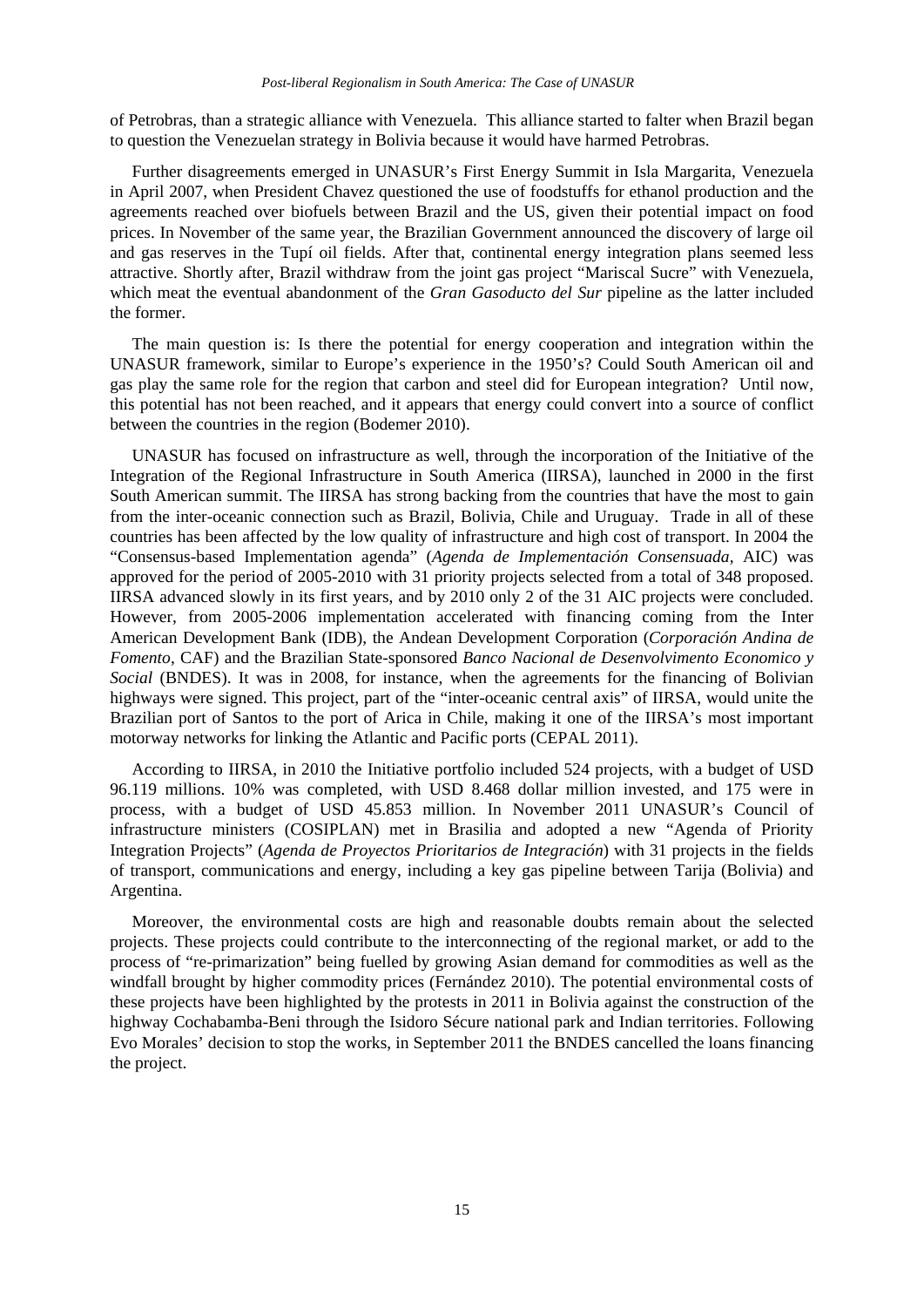of Petrobras, than a strategic alliance with Venezuela. This alliance started to falter when Brazil began to question the Venezuelan strategy in Bolivia because it would have harmed Petrobras.

Further disagreements emerged in UNASUR's First Energy Summit in Isla Margarita, Venezuela in April 2007, when President Chavez questioned the use of foodstuffs for ethanol production and the agreements reached over biofuels between Brazil and the US, given their potential impact on food prices. In November of the same year, the Brazilian Government announced the discovery of large oil and gas reserves in the Tupí oil fields. After that, continental energy integration plans seemed less attractive. Shortly after, Brazil withdraw from the joint gas project "Mariscal Sucre" with Venezuela, which meat the eventual abandonment of the *Gran Gasoducto del Sur* pipeline as the latter included the former.

The main question is: Is there the potential for energy cooperation and integration within the UNASUR framework, similar to Europe's experience in the 1950's? Could South American oil and gas play the same role for the region that carbon and steel did for European integration? Until now, this potential has not been reached, and it appears that energy could convert into a source of conflict between the countries in the region (Bodemer 2010).

UNASUR has focused on infrastructure as well, through the incorporation of the Initiative of the Integration of the Regional Infrastructure in South America (IIRSA), launched in 2000 in the first South American summit. The IIRSA has strong backing from the countries that have the most to gain from the inter-oceanic connection such as Brazil, Bolivia, Chile and Uruguay. Trade in all of these countries has been affected by the low quality of infrastructure and high cost of transport. In 2004 the "Consensus-based Implementation agenda" (*Agenda de Implementación Consensuada*, AIC) was approved for the period of 2005-2010 with 31 priority projects selected from a total of 348 proposed. IIRSA advanced slowly in its first years, and by 2010 only 2 of the 31 AIC projects were concluded. However, from 2005-2006 implementation accelerated with financing coming from the Inter American Development Bank (IDB), the Andean Development Corporation (*Corporación Andina de Fomento*, CAF) and the Brazilian State-sponsored *Banco Nacional de Desenvolvimento Economico y Social* (BNDES). It was in 2008, for instance, when the agreements for the financing of Bolivian highways were signed. This project, part of the "inter-oceanic central axis" of IIRSA, would unite the Brazilian port of Santos to the port of Arica in Chile, making it one of the IIRSA's most important motorway networks for linking the Atlantic and Pacific ports (CEPAL 2011).

According to IIRSA, in 2010 the Initiative portfolio included 524 projects, with a budget of USD 96.119 millions. 10% was completed, with USD 8.468 dollar million invested, and 175 were in process, with a budget of USD 45.853 million. In November 2011 UNASUR's Council of infrastructure ministers (COSIPLAN) met in Brasilia and adopted a new "Agenda of Priority Integration Projects" (*Agenda de Proyectos Prioritarios de Integración*) with 31 projects in the fields of transport, communications and energy, including a key gas pipeline between Tarija (Bolivia) and Argentina.

Moreover, the environmental costs are high and reasonable doubts remain about the selected projects. These projects could contribute to the interconnecting of the regional market, or add to the process of "re-primarization" being fuelled by growing Asian demand for commodities as well as the windfall brought by higher commodity prices (Fernández 2010). The potential environmental costs of these projects have been highlighted by the protests in 2011 in Bolivia against the construction of the highway Cochabamba-Beni through the Isidoro Sécure national park and Indian territories. Following Evo Morales' decision to stop the works, in September 2011 the BNDES cancelled the loans financing the project.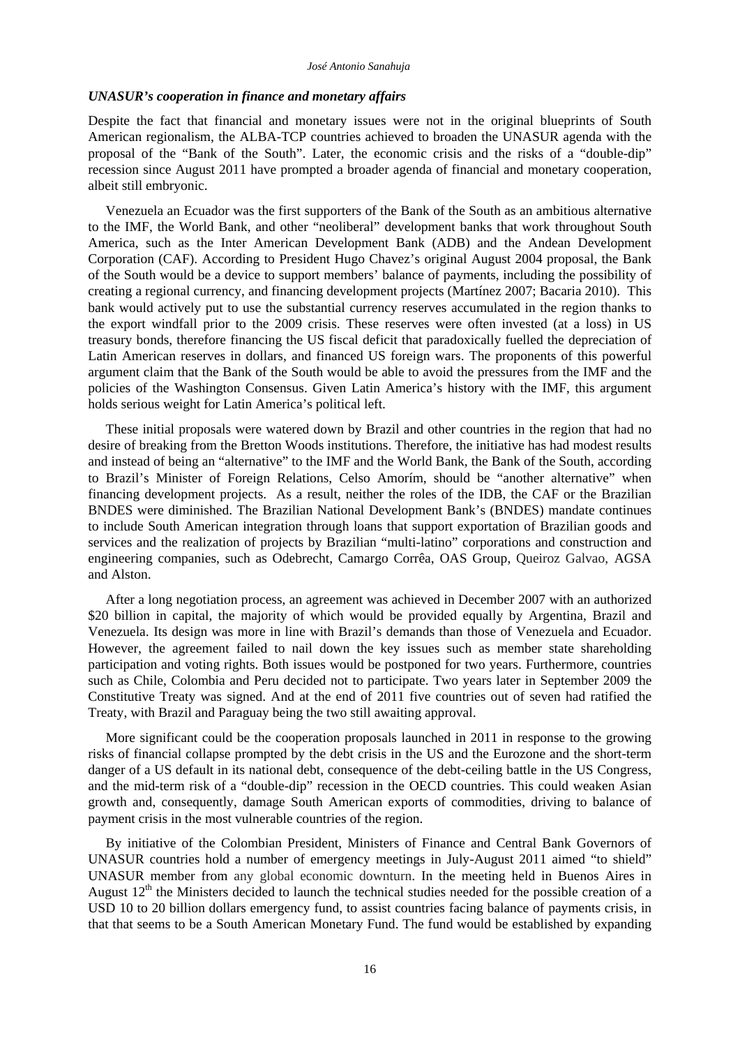### *UNASUR's cooperation in finance and monetary affairs*

Despite the fact that financial and monetary issues were not in the original blueprints of South American regionalism, the ALBA-TCP countries achieved to broaden the UNASUR agenda with the proposal of the "Bank of the South". Later, the economic crisis and the risks of a "double-dip" recession since August 2011 have prompted a broader agenda of financial and monetary cooperation, albeit still embryonic.

Venezuela an Ecuador was the first supporters of the Bank of the South as an ambitious alternative to the IMF, the World Bank, and other "neoliberal" development banks that work throughout South America, such as the Inter American Development Bank (ADB) and the Andean Development Corporation (CAF). According to President Hugo Chavez's original August 2004 proposal, the Bank of the South would be a device to support members' balance of payments, including the possibility of creating a regional currency, and financing development projects (Martínez 2007; Bacaria 2010). This bank would actively put to use the substantial currency reserves accumulated in the region thanks to the export windfall prior to the 2009 crisis. These reserves were often invested (at a loss) in US treasury bonds, therefore financing the US fiscal deficit that paradoxically fuelled the depreciation of Latin American reserves in dollars, and financed US foreign wars. The proponents of this powerful argument claim that the Bank of the South would be able to avoid the pressures from the IMF and the policies of the Washington Consensus. Given Latin America's history with the IMF, this argument holds serious weight for Latin America's political left.

These initial proposals were watered down by Brazil and other countries in the region that had no desire of breaking from the Bretton Woods institutions. Therefore, the initiative has had modest results and instead of being an "alternative" to the IMF and the World Bank, the Bank of the South, according to Brazil's Minister of Foreign Relations, Celso Amorím, should be "another alternative" when financing development projects. As a result, neither the roles of the IDB, the CAF or the Brazilian BNDES were diminished. The Brazilian National Development Bank's (BNDES) mandate continues to include South American integration through loans that support exportation of Brazilian goods and services and the realization of projects by Brazilian "multi-latino" corporations and construction and engineering companies, such as Odebrecht, Camargo Corrêa, OAS Group, Queiroz Galvao, AGSA and Alston.

After a long negotiation process, an agreement was achieved in December 2007 with an authorized \$20 billion in capital, the majority of which would be provided equally by Argentina, Brazil and Venezuela. Its design was more in line with Brazil's demands than those of Venezuela and Ecuador. However, the agreement failed to nail down the key issues such as member state shareholding participation and voting rights. Both issues would be postponed for two years. Furthermore, countries such as Chile, Colombia and Peru decided not to participate. Two years later in September 2009 the Constitutive Treaty was signed. And at the end of 2011 five countries out of seven had ratified the Treaty, with Brazil and Paraguay being the two still awaiting approval.

More significant could be the cooperation proposals launched in 2011 in response to the growing risks of financial collapse prompted by the debt crisis in the US and the Eurozone and the short-term danger of a US default in its national debt, consequence of the debt-ceiling battle in the US Congress, and the mid-term risk of a "double-dip" recession in the OECD countries. This could weaken Asian growth and, consequently, damage South American exports of commodities, driving to balance of payment crisis in the most vulnerable countries of the region.

By initiative of the Colombian President, Ministers of Finance and Central Bank Governors of UNASUR countries hold a number of emergency meetings in July-August 2011 aimed "to shield" UNASUR member from any global economic downturn. In the meeting held in Buenos Aires in August 12th the Ministers decided to launch the technical studies needed for the possible creation of a USD 10 to 20 billion dollars emergency fund, to assist countries facing balance of payments crisis, in that that seems to be a South American Monetary Fund. The fund would be established by expanding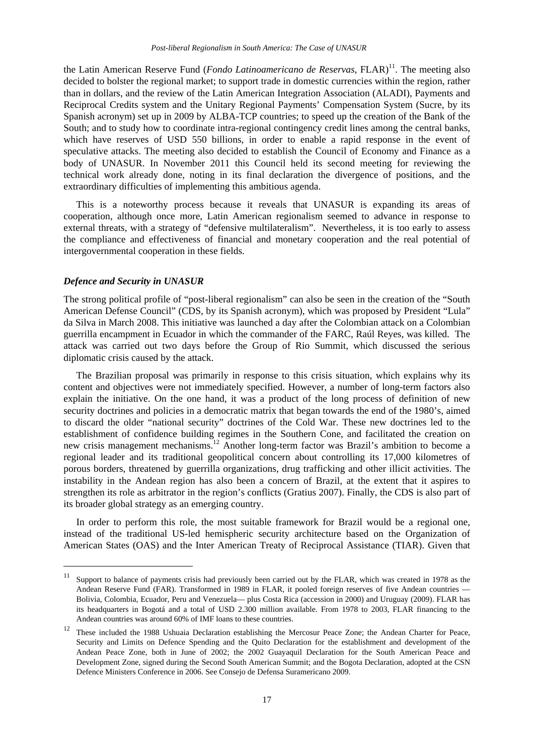the Latin American Reserve Fund (*Fondo Latinoamericano de Reservas*, FLAR)[11]. The meeting also decided to bolster the regional market; to support trade in domestic currencies within the region, rather than in dollars, and the review of the Latin American Integration Association (ALADI), Payments and Reciprocal Credits system and the Unitary Regional Payments' Compensation System (Sucre, by its Spanish acronym) set up in 2009 by ALBA-TCP countries; to speed up the creation of the Bank of the South; and to study how to coordinate intra-regional contingency credit lines among the central banks, which have reserves of USD 550 billions, in order to enable a rapid response in the event of speculative attacks. The meeting also decided to establish the Council of Economy and Finance as a body of UNASUR. In November 2011 this Council held its second meeting for reviewing the technical work already done, noting in its final declaration the divergence of positions, and the extraordinary difficulties of implementing this ambitious agenda.

This is a noteworthy process because it reveals that UNASUR is expanding its areas of cooperation, although once more, Latin American regionalism seemed to advance in response to external threats, with a strategy of "defensive multilateralism". Nevertheless, it is too early to assess the compliance and effectiveness of financial and monetary cooperation and the real potential of intergovernmental cooperation in these fields.

### *Defence and Security in UNASUR*

The strong political profile of "post-liberal regionalism" can also be seen in the creation of the "South American Defense Council" (CDS, by its Spanish acronym), which was proposed by President "Lula" da Silva in March 2008. This initiative was launched a day after the Colombian attack on a Colombian guerrilla encampment in Ecuador in which the commander of the FARC, Raúl Reyes, was killed. The attack was carried out two days before the Group of Rio Summit, which discussed the serious diplomatic crisis caused by the attack.

The Brazilian proposal was primarily in response to this crisis situation, which explains why its content and objectives were not immediately specified. However, a number of long-term factors also explain the initiative. On the one hand, it was a product of the long process of definition of new security doctrines and policies in a democratic matrix that began towards the end of the 1980's, aimed to discard the older "national security" doctrines of the Cold War. These new doctrines led to the establishment of confidence building regimes in the Southern Cone, and facilitated the creation on new crisis management mechanisms.[12] Another long-term factor was Brazil's ambition to become a regional leader and its traditional geopolitical concern about controlling its 17,000 kilometres of porous borders, threatened by guerrilla organizations, drug trafficking and other illicit activities. The instability in the Andean region has also been a concern of Brazil, at the extent that it aspires to strengthen its role as arbitrator in the region's conflicts (Gratius 2007). Finally, the CDS is also part of its broader global strategy as an emerging country.

In order to perform this role, the most suitable framework for Brazil would be a regional one, instead of the traditional US-led hemispheric security architecture based on the Organization of American States (OAS) and the Inter American Treaty of Reciprocal Assistance (TIAR). Given that

[11] Support to balance of payments crisis had previously been carried out by the FLAR, which was created in 1978 as the Andean Reserve Fund (FAR). Transformed in 1989 in FLAR, it pooled foreign reserves of five Andean countries — Bolivia, Colombia, Ecuador, Peru and Venezuela— plus Costa Rica (accession in 2000) and Uruguay (2009). FLAR has its headquarters in Bogotá and a total of USD 2.300 million available. From 1978 to 2003, FLAR financing to the Andean countries was around 60% of IMF loans to these countries.

[12] These included the 1988 Ushuaia Declaration establishing the Mercosur Peace Zone; the Andean Charter for Peace, Security and Limits on Defence Spending and the Quito Declaration for the establishment and development of the Andean Peace Zone, both in June of 2002; the 2002 Guayaquil Declaration for the South American Peace and Development Zone, signed during the Second South American Summit; and the Bogota Declaration, adopted at the CSN Defence Ministers Conference in 2006. See Consejo de Defensa Suramericano 2009.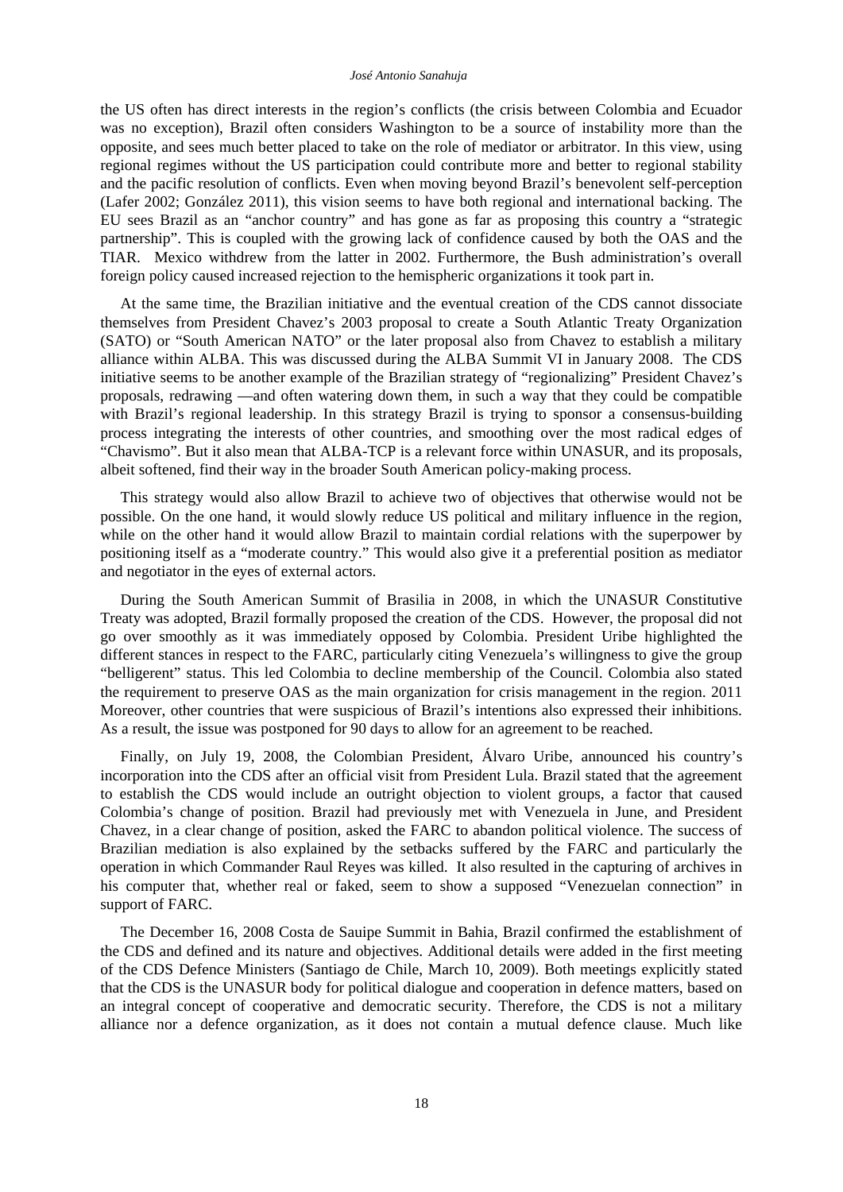the US often has direct interests in the region's conflicts (the crisis between Colombia and Ecuador was no exception), Brazil often considers Washington to be a source of instability more than the opposite, and sees much better placed to take on the role of mediator or arbitrator. In this view, using regional regimes without the US participation could contribute more and better to regional stability and the pacific resolution of conflicts. Even when moving beyond Brazil's benevolent self-perception (Lafer 2002; González 2011), this vision seems to have both regional and international backing. The EU sees Brazil as an "anchor country" and has gone as far as proposing this country a "strategic partnership". This is coupled with the growing lack of confidence caused by both the OAS and the TIAR. Mexico withdrew from the latter in 2002. Furthermore, the Bush administration's overall foreign policy caused increased rejection to the hemispheric organizations it took part in.

At the same time, the Brazilian initiative and the eventual creation of the CDS cannot dissociate themselves from President Chavez's 2003 proposal to create a South Atlantic Treaty Organization (SATO) or "South American NATO" or the later proposal also from Chavez to establish a military alliance within ALBA. This was discussed during the ALBA Summit VI in January 2008. The CDS initiative seems to be another example of the Brazilian strategy of "regionalizing" President Chavez's proposals, redrawing —and often watering down them, in such a way that they could be compatible with Brazil's regional leadership. In this strategy Brazil is trying to sponsor a consensus-building process integrating the interests of other countries, and smoothing over the most radical edges of "Chavismo". But it also mean that ALBA-TCP is a relevant force within UNASUR, and its proposals, albeit softened, find their way in the broader South American policy-making process.

This strategy would also allow Brazil to achieve two of objectives that otherwise would not be possible. On the one hand, it would slowly reduce US political and military influence in the region, while on the other hand it would allow Brazil to maintain cordial relations with the superpower by positioning itself as a "moderate country." This would also give it a preferential position as mediator and negotiator in the eyes of external actors.

During the South American Summit of Brasilia in 2008, in which the UNASUR Constitutive Treaty was adopted, Brazil formally proposed the creation of the CDS. However, the proposal did not go over smoothly as it was immediately opposed by Colombia. President Uribe highlighted the different stances in respect to the FARC, particularly citing Venezuela's willingness to give the group "belligerent" status. This led Colombia to decline membership of the Council. Colombia also stated the requirement to preserve OAS as the main organization for crisis management in the region. 2011 Moreover, other countries that were suspicious of Brazil's intentions also expressed their inhibitions. As a result, the issue was postponed for 90 days to allow for an agreement to be reached.

Finally, on July 19, 2008, the Colombian President, Álvaro Uribe, announced his country's incorporation into the CDS after an official visit from President Lula. Brazil stated that the agreement to establish the CDS would include an outright objection to violent groups, a factor that caused Colombia's change of position. Brazil had previously met with Venezuela in June, and President Chavez, in a clear change of position, asked the FARC to abandon political violence. The success of Brazilian mediation is also explained by the setbacks suffered by the FARC and particularly the operation in which Commander Raul Reyes was killed. It also resulted in the capturing of archives in his computer that, whether real or faked, seem to show a supposed "Venezuelan connection" in support of FARC.

The December 16, 2008 Costa de Sauipe Summit in Bahia, Brazil confirmed the establishment of the CDS and defined and its nature and objectives. Additional details were added in the first meeting of the CDS Defence Ministers (Santiago de Chile, March 10, 2009). Both meetings explicitly stated that the CDS is the UNASUR body for political dialogue and cooperation in defence matters, based on an integral concept of cooperative and democratic security. Therefore, the CDS is not a military alliance nor a defence organization, as it does not contain a mutual defence clause. Much like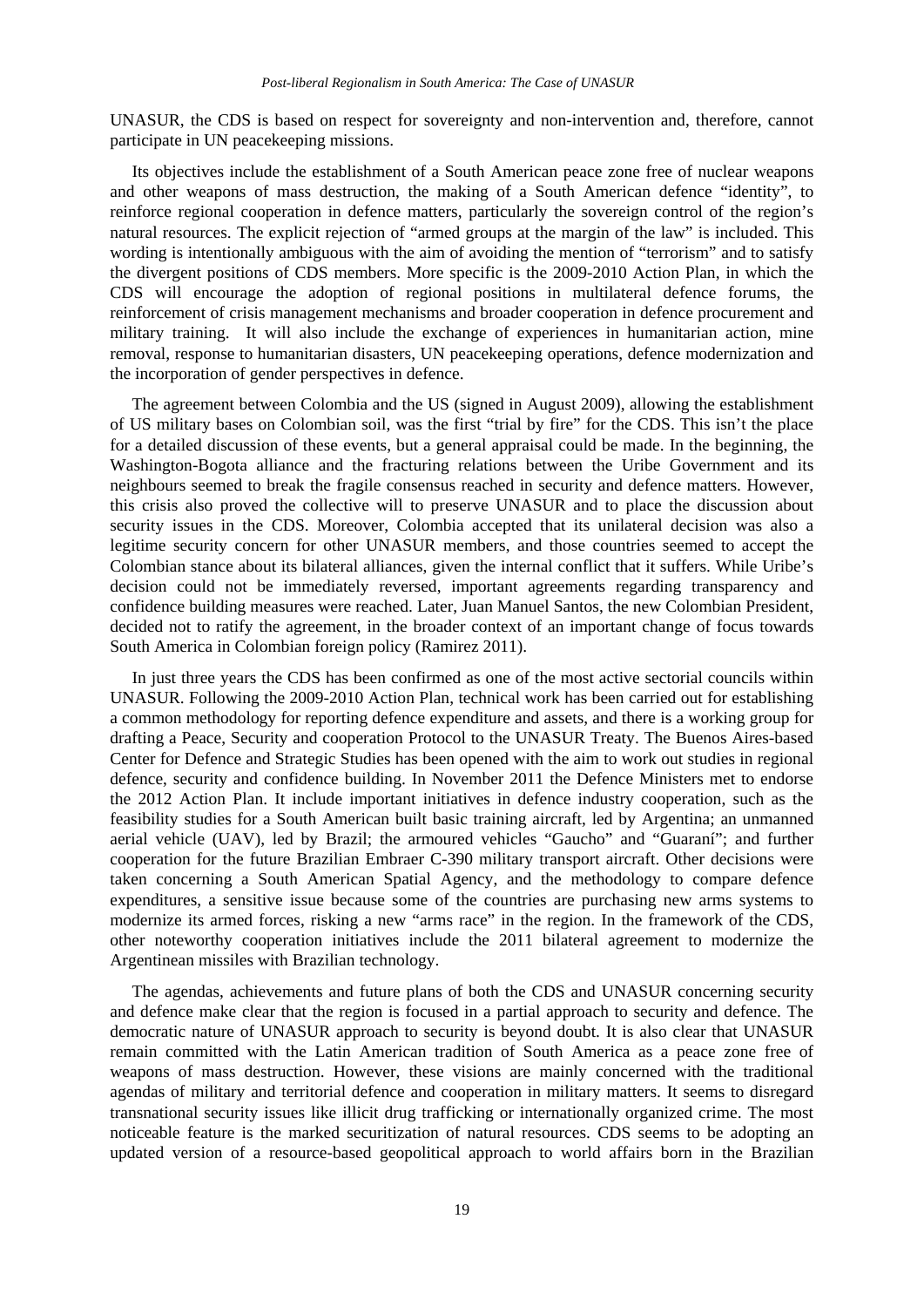UNASUR, the CDS is based on respect for sovereignty and non-intervention and, therefore, cannot participate in UN peacekeeping missions.

Its objectives include the establishment of a South American peace zone free of nuclear weapons and other weapons of mass destruction, the making of a South American defence "identity", to reinforce regional cooperation in defence matters, particularly the sovereign control of the region's natural resources. The explicit rejection of "armed groups at the margin of the law" is included. This wording is intentionally ambiguous with the aim of avoiding the mention of "terrorism" and to satisfy the divergent positions of CDS members. More specific is the 2009-2010 Action Plan, in which the CDS will encourage the adoption of regional positions in multilateral defence forums, the reinforcement of crisis management mechanisms and broader cooperation in defence procurement and military training. It will also include the exchange of experiences in humanitarian action, mine removal, response to humanitarian disasters, UN peacekeeping operations, defence modernization and the incorporation of gender perspectives in defence.

The agreement between Colombia and the US (signed in August 2009), allowing the establishment of US military bases on Colombian soil, was the first "trial by fire" for the CDS. This isn't the place for a detailed discussion of these events, but a general appraisal could be made. In the beginning, the Washington-Bogota alliance and the fracturing relations between the Uribe Government and its neighbours seemed to break the fragile consensus reached in security and defence matters. However, this crisis also proved the collective will to preserve UNASUR and to place the discussion about security issues in the CDS. Moreover, Colombia accepted that its unilateral decision was also a legitime security concern for other UNASUR members, and those countries seemed to accept the Colombian stance about its bilateral alliances, given the internal conflict that it suffers. While Uribe's decision could not be immediately reversed, important agreements regarding transparency and confidence building measures were reached. Later, Juan Manuel Santos, the new Colombian President, decided not to ratify the agreement, in the broader context of an important change of focus towards South America in Colombian foreign policy (Ramirez 2011).

In just three years the CDS has been confirmed as one of the most active sectorial councils within UNASUR. Following the 2009-2010 Action Plan, technical work has been carried out for establishing a common methodology for reporting defence expenditure and assets, and there is a working group for drafting a Peace, Security and cooperation Protocol to the UNASUR Treaty. The Buenos Aires-based Center for Defence and Strategic Studies has been opened with the aim to work out studies in regional defence, security and confidence building. In November 2011 the Defence Ministers met to endorse the 2012 Action Plan. It include important initiatives in defence industry cooperation, such as the feasibility studies for a South American built basic training aircraft, led by Argentina; an unmanned aerial vehicle (UAV), led by Brazil; the armoured vehicles "Gaucho" and "Guaraní"; and further cooperation for the future Brazilian Embraer C-390 military transport aircraft. Other decisions were taken concerning a South American Spatial Agency, and the methodology to compare defence expenditures, a sensitive issue because some of the countries are purchasing new arms systems to modernize its armed forces, risking a new "arms race" in the region. In the framework of the CDS, other noteworthy cooperation initiatives include the 2011 bilateral agreement to modernize the Argentinean missiles with Brazilian technology.

The agendas, achievements and future plans of both the CDS and UNASUR concerning security and defence make clear that the region is focused in a partial approach to security and defence. The democratic nature of UNASUR approach to security is beyond doubt. It is also clear that UNASUR remain committed with the Latin American tradition of South America as a peace zone free of weapons of mass destruction. However, these visions are mainly concerned with the traditional agendas of military and territorial defence and cooperation in military matters. It seems to disregard transnational security issues like illicit drug trafficking or internationally organized crime. The most noticeable feature is the marked securitization of natural resources. CDS seems to be adopting an updated version of a resource-based geopolitical approach to world affairs born in the Brazilian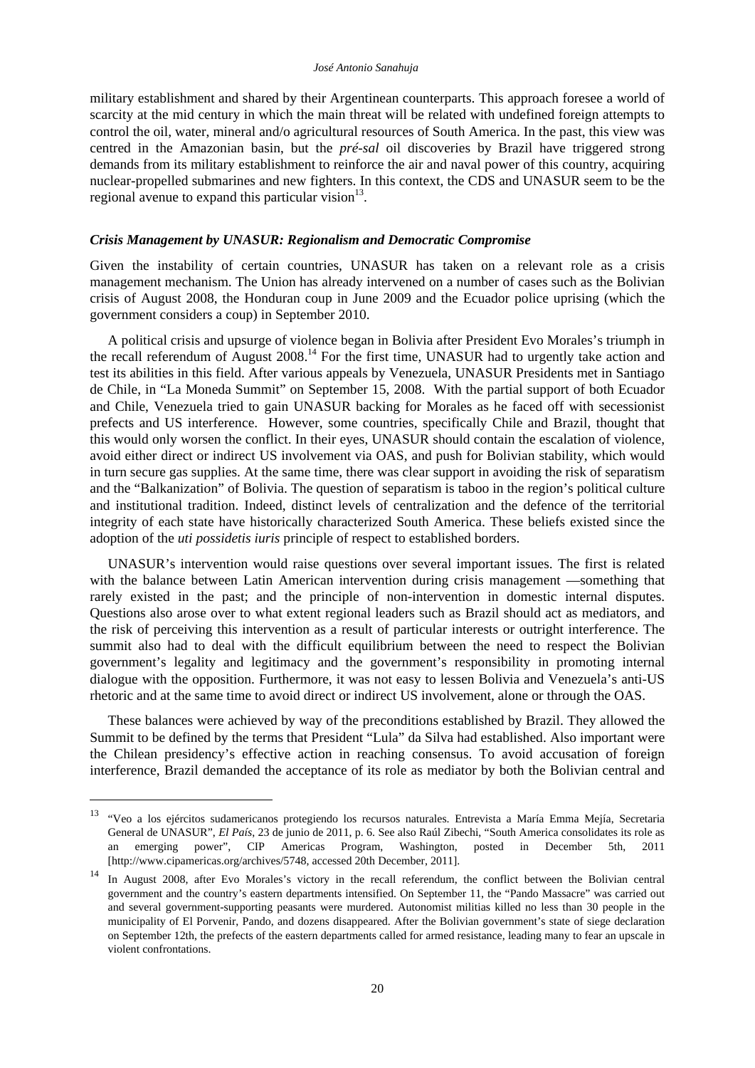military establishment and shared by their Argentinean counterparts. This approach foresee a world of scarcity at the mid century in which the main threat will be related with undefined foreign attempts to control the oil, water, mineral and/o agricultural resources of South America. In the past, this view was centred in the Amazonian basin, but the *pré-sal* oil discoveries by Brazil have triggered strong demands from its military establishment to reinforce the air and naval power of this country, acquiring nuclear-propelled submarines and new fighters. In this context, the CDS and UNASUR seem to be the regional avenue to expand this particular vision[13].

### *Crisis Management by UNASUR: Regionalism and Democratic Compromise*

Given the instability of certain countries, UNASUR has taken on a relevant role as a crisis management mechanism. The Union has already intervened on a number of cases such as the Bolivian crisis of August 2008, the Honduran coup in June 2009 and the Ecuador police uprising (which the government considers a coup) in September 2010.

A political crisis and upsurge of violence began in Bolivia after President Evo Morales's triumph in the recall referendum of August 2008.[14] For the first time, UNASUR had to urgently take action and test its abilities in this field. After various appeals by Venezuela, UNASUR Presidents met in Santiago de Chile, in "La Moneda Summit" on September 15, 2008. With the partial support of both Ecuador and Chile, Venezuela tried to gain UNASUR backing for Morales as he faced off with secessionist prefects and US interference. However, some countries, specifically Chile and Brazil, thought that this would only worsen the conflict. In their eyes, UNASUR should contain the escalation of violence, avoid either direct or indirect US involvement via OAS, and push for Bolivian stability, which would in turn secure gas supplies. At the same time, there was clear support in avoiding the risk of separatism and the "Balkanization" of Bolivia. The question of separatism is taboo in the region's political culture and institutional tradition. Indeed, distinct levels of centralization and the defence of the territorial integrity of each state have historically characterized South America. These beliefs existed since the adoption of the *uti possidetis iuris* principle of respect to established borders.

UNASUR's intervention would raise questions over several important issues. The first is related with the balance between Latin American intervention during crisis management —something that rarely existed in the past; and the principle of non-intervention in domestic internal disputes. Questions also arose over to what extent regional leaders such as Brazil should act as mediators, and the risk of perceiving this intervention as a result of particular interests or outright interference. The summit also had to deal with the difficult equilibrium between the need to respect the Bolivian government's legality and legitimacy and the government's responsibility in promoting internal dialogue with the opposition. Furthermore, it was not easy to lessen Bolivia and Venezuela's anti-US rhetoric and at the same time to avoid direct or indirect US involvement, alone or through the OAS.

These balances were achieved by way of the preconditions established by Brazil. They allowed the Summit to be defined by the terms that President "Lula" da Silva had established. Also important were the Chilean presidency's effective action in reaching consensus. To avoid accusation of foreign interference, Brazil demanded the acceptance of its role as mediator by both the Bolivian central and

---

[13] "Veo a los ejércitos sudamericanos protegiendo los recursos naturales. Entrevista a María Emma Mejía, Secretaria General de UNASUR", *El País*, 23 de junio de 2011, p. 6. See also Raúl Zibechi, "South America consolidates its role as an emerging power", CIP Americas Program, Washington, posted in December 5th, 2011 [http://www.cipamericas.org/archives/5748, accessed 20th December, 2011].

[14] In August 2008, after Evo Morales's victory in the recall referendum, the conflict between the Bolivian central government and the country's eastern departments intensified. On September 11, the "Pando Massacre" was carried out and several government-supporting peasants were murdered. Autonomist militias killed no less than 30 people in the municipality of El Porvenir, Pando, and dozens disappeared. After the Bolivian government's state of siege declaration on September 12th, the prefects of the eastern departments called for armed resistance, leading many to fear an upscale in violent confrontations.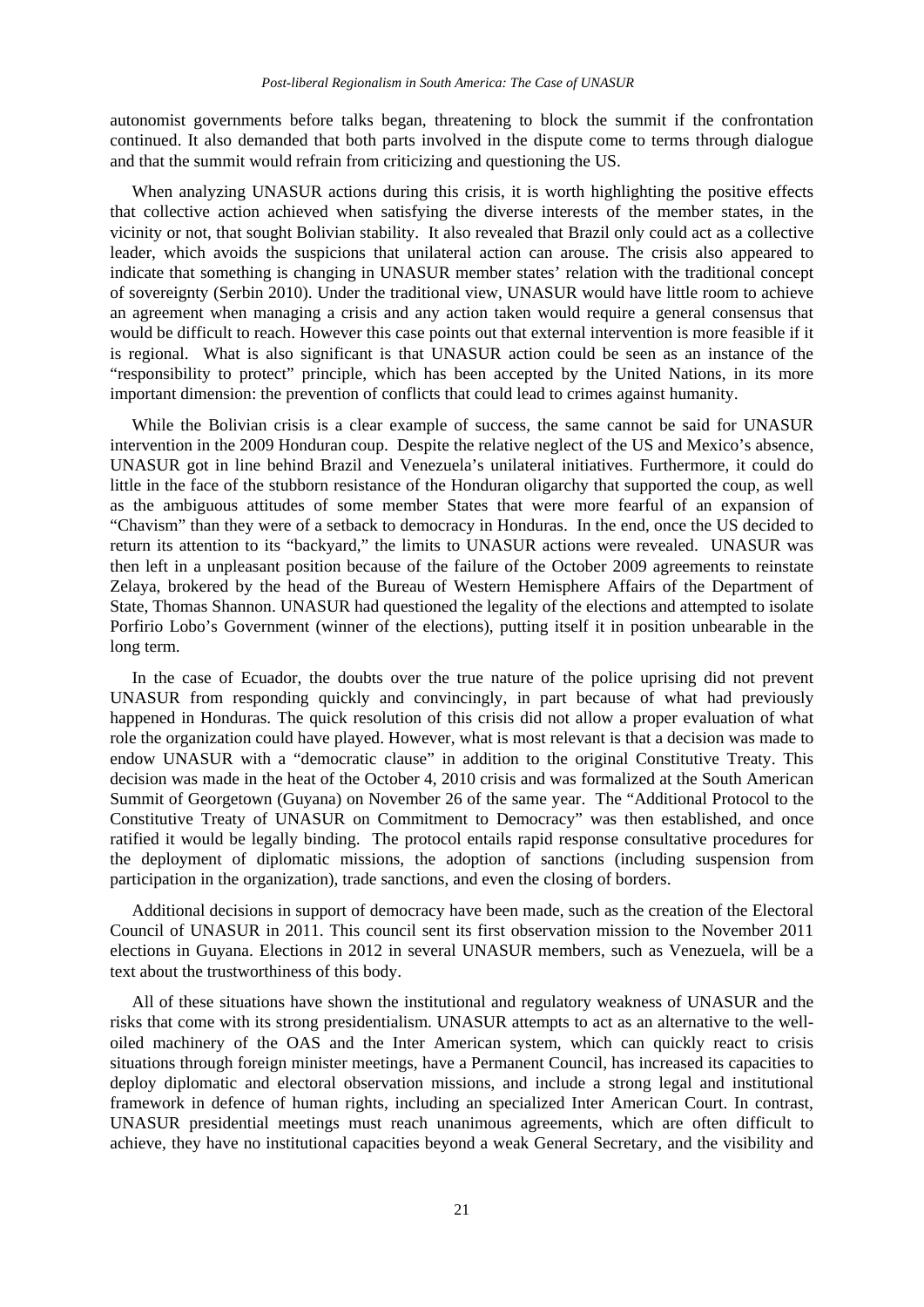autonomist governments before talks began, threatening to block the summit if the confrontation continued. It also demanded that both parts involved in the dispute come to terms through dialogue and that the summit would refrain from criticizing and questioning the US.

When analyzing UNASUR actions during this crisis, it is worth highlighting the positive effects that collective action achieved when satisfying the diverse interests of the member states, in the vicinity or not, that sought Bolivian stability. It also revealed that Brazil only could act as a collective leader, which avoids the suspicions that unilateral action can arouse. The crisis also appeared to indicate that something is changing in UNASUR member states' relation with the traditional concept of sovereignty (Serbin 2010). Under the traditional view, UNASUR would have little room to achieve an agreement when managing a crisis and any action taken would require a general consensus that would be difficult to reach. However this case points out that external intervention is more feasible if it is regional. What is also significant is that UNASUR action could be seen as an instance of the "responsibility to protect" principle, which has been accepted by the United Nations, in its more important dimension: the prevention of conflicts that could lead to crimes against humanity.

While the Bolivian crisis is a clear example of success, the same cannot be said for UNASUR intervention in the 2009 Honduran coup. Despite the relative neglect of the US and Mexico's absence, UNASUR got in line behind Brazil and Venezuela's unilateral initiatives. Furthermore, it could do little in the face of the stubborn resistance of the Honduran oligarchy that supported the coup, as well as the ambiguous attitudes of some member States that were more fearful of an expansion of "Chavism" than they were of a setback to democracy in Honduras. In the end, once the US decided to return its attention to its "backyard," the limits to UNASUR actions were revealed. UNASUR was then left in a unpleasant position because of the failure of the October 2009 agreements to reinstate Zelaya, brokered by the head of the Bureau of Western Hemisphere Affairs of the Department of State, Thomas Shannon. UNASUR had questioned the legality of the elections and attempted to isolate Porfirio Lobo's Government (winner of the elections), putting itself it in position unbearable in the long term.

In the case of Ecuador, the doubts over the true nature of the police uprising did not prevent UNASUR from responding quickly and convincingly, in part because of what had previously happened in Honduras. The quick resolution of this crisis did not allow a proper evaluation of what role the organization could have played. However, what is most relevant is that a decision was made to endow UNASUR with a "democratic clause" in addition to the original Constitutive Treaty. This decision was made in the heat of the October 4, 2010 crisis and was formalized at the South American Summit of Georgetown (Guyana) on November 26 of the same year. The "Additional Protocol to the Constitutive Treaty of UNASUR on Commitment to Democracy" was then established, and once ratified it would be legally binding. The protocol entails rapid response consultative procedures for the deployment of diplomatic missions, the adoption of sanctions (including suspension from participation in the organization), trade sanctions, and even the closing of borders.

Additional decisions in support of democracy have been made, such as the creation of the Electoral Council of UNASUR in 2011. This council sent its first observation mission to the November 2011 elections in Guyana. Elections in 2012 in several UNASUR members, such as Venezuela, will be a text about the trustworthiness of this body.

All of these situations have shown the institutional and regulatory weakness of UNASUR and the risks that come with its strong presidentialism. UNASUR attempts to act as an alternative to the well-oiled machinery of the OAS and the Inter American system, which can quickly react to crisis situations through foreign minister meetings, have a Permanent Council, has increased its capacities to deploy diplomatic and electoral observation missions, and include a strong legal and institutional framework in defence of human rights, including an specialized Inter American Court. In contrast, UNASUR presidential meetings must reach unanimous agreements, which are often difficult to achieve, they have no institutional capacities beyond a weak General Secretary, and the visibility and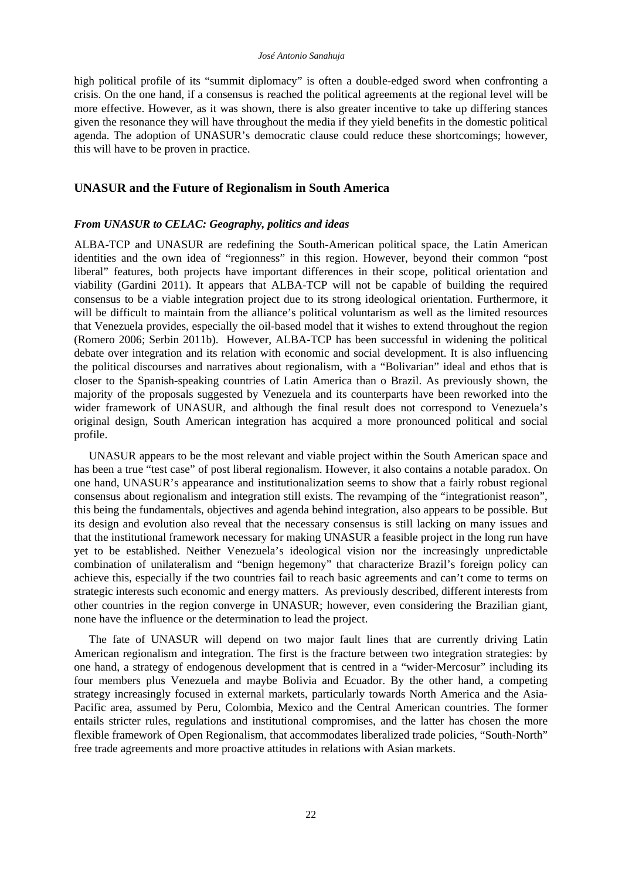high political profile of its "summit diplomacy" is often a double-edged sword when confronting a crisis. On the one hand, if a consensus is reached the political agreements at the regional level will be more effective. However, as it was shown, there is also greater incentive to take up differing stances given the resonance they will have throughout the media if they yield benefits in the domestic political agenda. The adoption of UNASUR's democratic clause could reduce these shortcomings; however, this will have to be proven in practice.

## UNASUR and the Future of Regionalism in South America

### *From UNASUR to CELAC: Geography, politics and ideas*

ALBA-TCP and UNASUR are redefining the South-American political space, the Latin American identities and the own idea of "regionness" in this region. However, beyond their common "post liberal" features, both projects have important differences in their scope, political orientation and viability (Gardini 2011). It appears that ALBA-TCP will not be capable of building the required consensus to be a viable integration project due to its strong ideological orientation. Furthermore, it will be difficult to maintain from the alliance's political voluntarism as well as the limited resources that Venezuela provides, especially the oil-based model that it wishes to extend throughout the region (Romero 2006; Serbin 2011b). However, ALBA-TCP has been successful in widening the political debate over integration and its relation with economic and social development. It is also influencing the political discourses and narratives about regionalism, with a "Bolivarian" ideal and ethos that is closer to the Spanish-speaking countries of Latin America than o Brazil. As previously shown, the majority of the proposals suggested by Venezuela and its counterparts have been reworked into the wider framework of UNASUR, and although the final result does not correspond to Venezuela's original design, South American integration has acquired a more pronounced political and social profile.

UNASUR appears to be the most relevant and viable project within the South American space and has been a true "test case" of post liberal regionalism. However, it also contains a notable paradox. On one hand, UNASUR's appearance and institutionalization seems to show that a fairly robust regional consensus about regionalism and integration still exists. The revamping of the "integrationist reason", this being the fundamentals, objectives and agenda behind integration, also appears to be possible. But its design and evolution also reveal that the necessary consensus is still lacking on many issues and that the institutional framework necessary for making UNASUR a feasible project in the long run have yet to be established. Neither Venezuela's ideological vision nor the increasingly unpredictable combination of unilateralism and "benign hegemony" that characterize Brazil's foreign policy can achieve this, especially if the two countries fail to reach basic agreements and can't come to terms on strategic interests such economic and energy matters. As previously described, different interests from other countries in the region converge in UNASUR; however, even considering the Brazilian giant, none have the influence or the determination to lead the project.

The fate of UNASUR will depend on two major fault lines that are currently driving Latin American regionalism and integration. The first is the fracture between two integration strategies: by one hand, a strategy of endogenous development that is centred in a "wider-Mercosur" including its four members plus Venezuela and maybe Bolivia and Ecuador. By the other hand, a competing strategy increasingly focused in external markets, particularly towards North America and the Asia-Pacific area, assumed by Peru, Colombia, Mexico and the Central American countries. The former entails stricter rules, regulations and institutional compromises, and the latter has chosen the more flexible framework of Open Regionalism, that accommodates liberalized trade policies, "South-North" free trade agreements and more proactive attitudes in relations with Asian markets.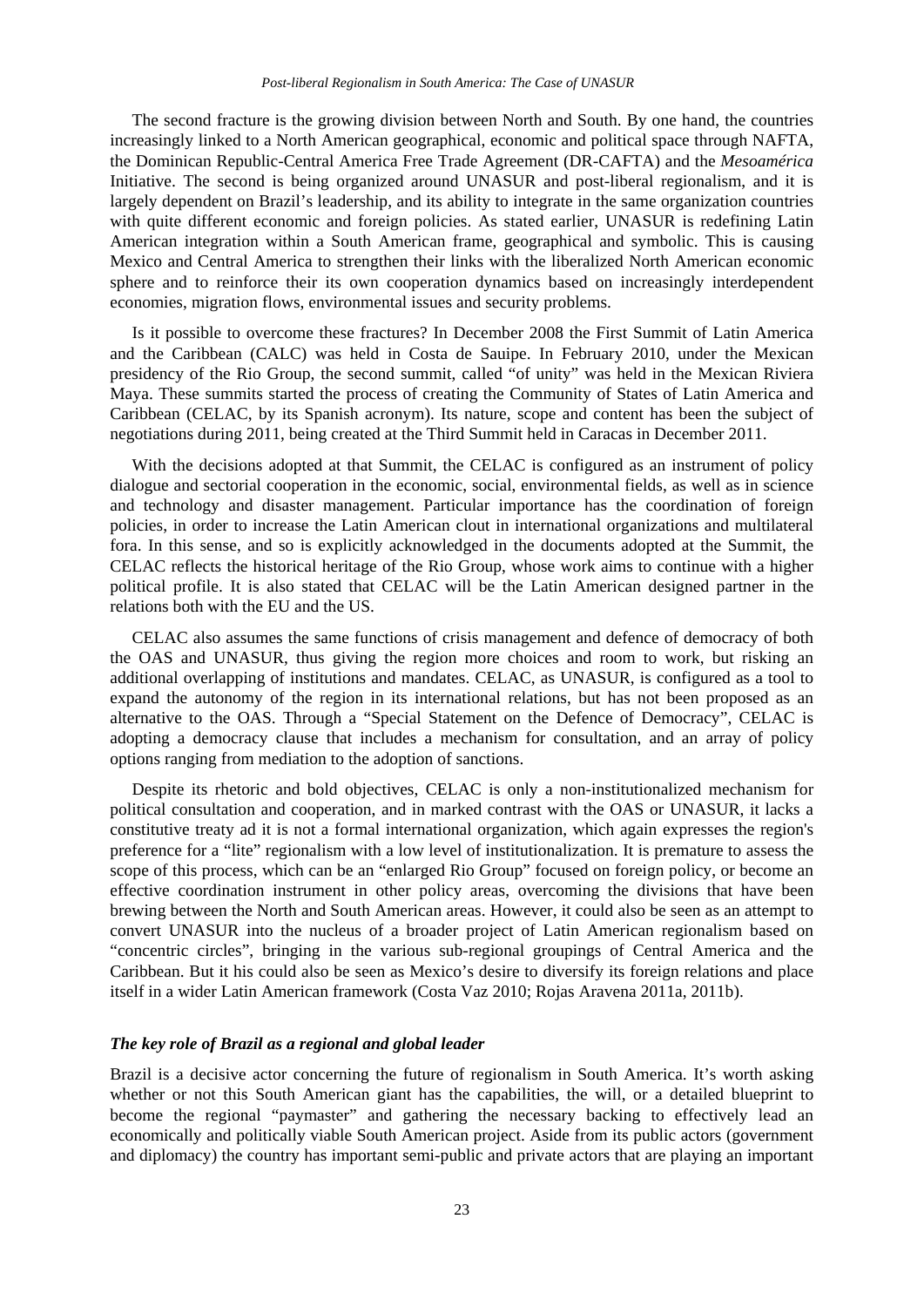The second fracture is the growing division between North and South. By one hand, the countries increasingly linked to a North American geographical, economic and political space through NAFTA, the Dominican Republic-Central America Free Trade Agreement (DR-CAFTA) and the *Mesoamérica* Initiative. The second is being organized around UNASUR and post-liberal regionalism, and it is largely dependent on Brazil's leadership, and its ability to integrate in the same organization countries with quite different economic and foreign policies. As stated earlier, UNASUR is redefining Latin American integration within a South American frame, geographical and symbolic. This is causing Mexico and Central America to strengthen their links with the liberalized North American economic sphere and to reinforce their its own cooperation dynamics based on increasingly interdependent economies, migration flows, environmental issues and security problems.

Is it possible to overcome these fractures? In December 2008 the First Summit of Latin America and the Caribbean (CALC) was held in Costa de Sauipe. In February 2010, under the Mexican presidency of the Rio Group, the second summit, called "of unity" was held in the Mexican Riviera Maya. These summits started the process of creating the Community of States of Latin America and Caribbean (CELAC, by its Spanish acronym). Its nature, scope and content has been the subject of negotiations during 2011, being created at the Third Summit held in Caracas in December 2011.

With the decisions adopted at that Summit, the CELAC is configured as an instrument of policy dialogue and sectorial cooperation in the economic, social, environmental fields, as well as in science and technology and disaster management. Particular importance has the coordination of foreign policies, in order to increase the Latin American clout in international organizations and multilateral fora. In this sense, and so is explicitly acknowledged in the documents adopted at the Summit, the CELAC reflects the historical heritage of the Rio Group, whose work aims to continue with a higher political profile. It is also stated that CELAC will be the Latin American designed partner in the relations both with the EU and the US.

CELAC also assumes the same functions of crisis management and defence of democracy of both the OAS and UNASUR, thus giving the region more choices and room to work, but risking an additional overlapping of institutions and mandates. CELAC, as UNASUR, is configured as a tool to expand the autonomy of the region in its international relations, but has not been proposed as an alternative to the OAS. Through a "Special Statement on the Defence of Democracy", CELAC is adopting a democracy clause that includes a mechanism for consultation, and an array of policy options ranging from mediation to the adoption of sanctions.

Despite its rhetoric and bold objectives, CELAC is only a non-institutionalized mechanism for political consultation and cooperation, and in marked contrast with the OAS or UNASUR, it lacks a constitutive treaty ad it is not a formal international organization, which again expresses the region's preference for a "lite" regionalism with a low level of institutionalization. It is premature to assess the scope of this process, which can be an "enlarged Rio Group" focused on foreign policy, or become an effective coordination instrument in other policy areas, overcoming the divisions that have been brewing between the North and South American areas. However, it could also be seen as an attempt to convert UNASUR into the nucleus of a broader project of Latin American regionalism based on "concentric circles", bringing in the various sub-regional groupings of Central America and the Caribbean. But it his could also be seen as Mexico's desire to diversify its foreign relations and place itself in a wider Latin American framework (Costa Vaz 2010; Rojas Aravena 2011a, 2011b).

### *The key role of Brazil as a regional and global leader*

Brazil is a decisive actor concerning the future of regionalism in South America. It's worth asking whether or not this South American giant has the capabilities, the will, or a detailed blueprint to become the regional "paymaster" and gathering the necessary backing to effectively lead an economically and politically viable South American project. Aside from its public actors (government and diplomacy) the country has important semi-public and private actors that are playing an important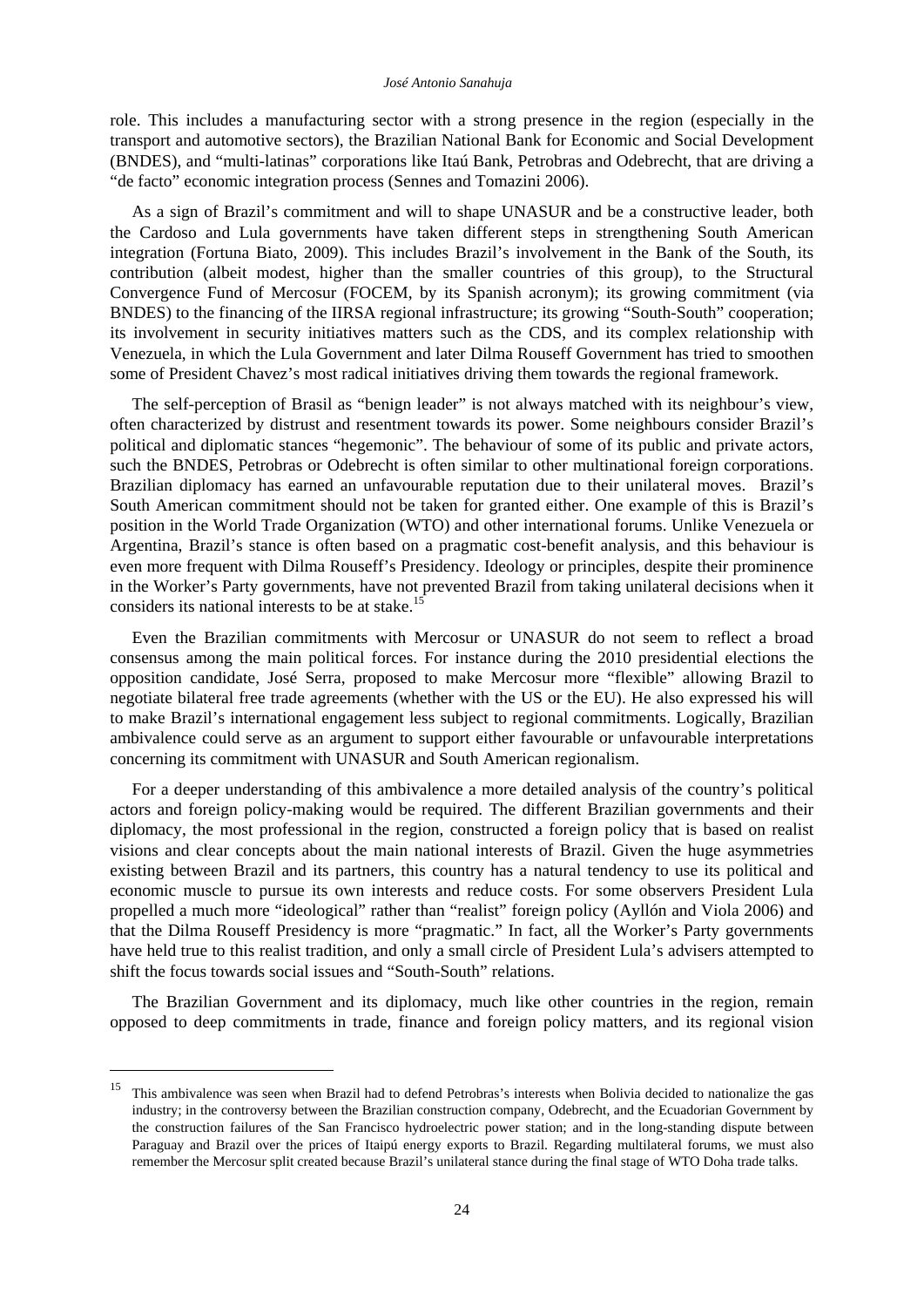role. This includes a manufacturing sector with a strong presence in the region (especially in the transport and automotive sectors), the Brazilian National Bank for Economic and Social Development (BNDES), and "multi-latinas" corporations like Itaú Bank, Petrobras and Odebrecht, that are driving a "de facto" economic integration process (Sennes and Tomazini 2006).

As a sign of Brazil's commitment and will to shape UNASUR and be a constructive leader, both the Cardoso and Lula governments have taken different steps in strengthening South American integration (Fortuna Biato, 2009). This includes Brazil's involvement in the Bank of the South, its contribution (albeit modest, higher than the smaller countries of this group), to the Structural Convergence Fund of Mercosur (FOCEM, by its Spanish acronym); its growing commitment (via BNDES) to the financing of the IIRSA regional infrastructure; its growing "South-South" cooperation; its involvement in security initiatives matters such as the CDS, and its complex relationship with Venezuela, in which the Lula Government and later Dilma Rouseff Government has tried to smoothen some of President Chavez's most radical initiatives driving them towards the regional framework.

The self-perception of Brasil as "benign leader" is not always matched with its neighbour's view, often characterized by distrust and resentment towards its power. Some neighbours consider Brazil's political and diplomatic stances "hegemonic". The behaviour of some of its public and private actors, such the BNDES, Petrobras or Odebrecht is often similar to other multinational foreign corporations. Brazilian diplomacy has earned an unfavourable reputation due to their unilateral moves. Brazil's South American commitment should not be taken for granted either. One example of this is Brazil's position in the World Trade Organization (WTO) and other international forums. Unlike Venezuela or Argentina, Brazil's stance is often based on a pragmatic cost-benefit analysis, and this behaviour is even more frequent with Dilma Rouseff's Presidency. Ideology or principles, despite their prominence in the Worker's Party governments, have not prevented Brazil from taking unilateral decisions when it considers its national interests to be at stake.[15]

Even the Brazilian commitments with Mercosur or UNASUR do not seem to reflect a broad consensus among the main political forces. For instance during the 2010 presidential elections the opposition candidate, José Serra, proposed to make Mercosur more "flexible" allowing Brazil to negotiate bilateral free trade agreements (whether with the US or the EU). He also expressed his will to make Brazil's international engagement less subject to regional commitments. Logically, Brazilian ambivalence could serve as an argument to support either favourable or unfavourable interpretations concerning its commitment with UNASUR and South American regionalism.

For a deeper understanding of this ambivalence a more detailed analysis of the country's political actors and foreign policy-making would be required. The different Brazilian governments and their diplomacy, the most professional in the region, constructed a foreign policy that is based on realist visions and clear concepts about the main national interests of Brazil. Given the huge asymmetries existing between Brazil and its partners, this country has a natural tendency to use its political and economic muscle to pursue its own interests and reduce costs. For some observers President Lula propelled a much more "ideological" rather than "realist" foreign policy (Ayllón and Viola 2006) and that the Dilma Rouseff Presidency is more "pragmatic." In fact, all the Worker's Party governments have held true to this realist tradition, and only a small circle of President Lula's advisers attempted to shift the focus towards social issues and "South-South" relations.

The Brazilian Government and its diplomacy, much like other countries in the region, remain opposed to deep commitments in trade, finance and foreign policy matters, and its regional vision

---

[15] This ambivalence was seen when Brazil had to defend Petrobras's interests when Bolivia decided to nationalize the gas industry; in the controversy between the Brazilian construction company, Odebrecht, and the Ecuadorian Government by the construction failures of the San Francisco hydroelectric power station; and in the long-standing dispute between Paraguay and Brazil over the prices of Itaipú energy exports to Brazil. Regarding multilateral forums, we must also remember the Mercosur split created because Brazil's unilateral stance during the final stage of WTO Doha trade talks.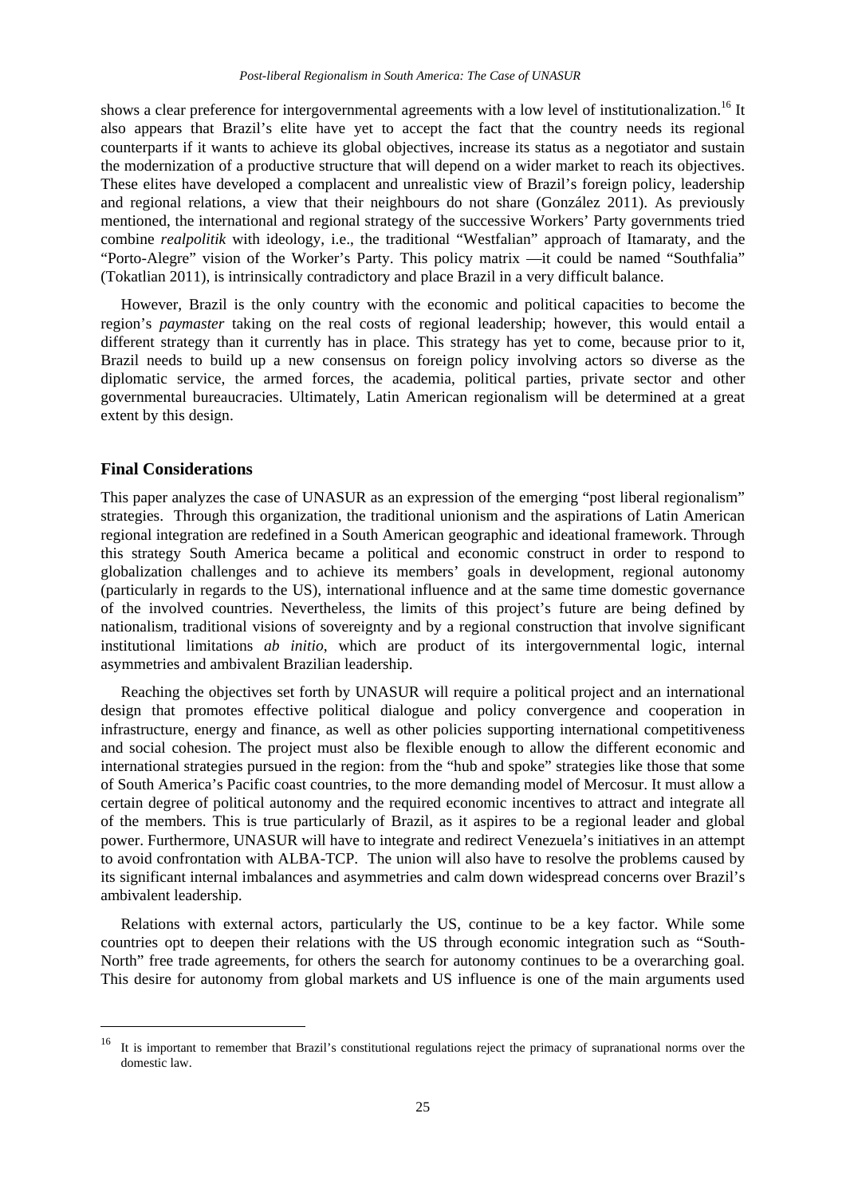shows a clear preference for intergovernmental agreements with a low level of institutionalization.[16] It also appears that Brazil's elite have yet to accept the fact that the country needs its regional counterparts if it wants to achieve its global objectives, increase its status as a negotiator and sustain the modernization of a productive structure that will depend on a wider market to reach its objectives. These elites have developed a complacent and unrealistic view of Brazil's foreign policy, leadership and regional relations, a view that their neighbours do not share (González 2011). As previously mentioned, the international and regional strategy of the successive Workers' Party governments tried combine *realpolitik* with ideology, i.e., the traditional "Westfalian" approach of Itamaraty, and the "Porto-Alegre" vision of the Worker's Party. This policy matrix —it could be named "Southfalia" (Tokatlian 2011), is intrinsically contradictory and place Brazil in a very difficult balance.

However, Brazil is the only country with the economic and political capacities to become the region's *paymaster* taking on the real costs of regional leadership; however, this would entail a different strategy than it currently has in place. This strategy has yet to come, because prior to it, Brazil needs to build up a new consensus on foreign policy involving actors so diverse as the diplomatic service, the armed forces, the academia, political parties, private sector and other governmental bureaucracies. Ultimately, Latin American regionalism will be determined at a great extent by this design.

## Final Considerations

This paper analyzes the case of UNASUR as an expression of the emerging "post liberal regionalism" strategies. Through this organization, the traditional unionism and the aspirations of Latin American regional integration are redefined in a South American geographic and ideational framework. Through this strategy South America became a political and economic construct in order to respond to globalization challenges and to achieve its members' goals in development, regional autonomy (particularly in regards to the US), international influence and at the same time domestic governance of the involved countries. Nevertheless, the limits of this project's future are being defined by nationalism, traditional visions of sovereignty and by a regional construction that involve significant institutional limitations *ab initio*, which are product of its intergovernmental logic, internal asymmetries and ambivalent Brazilian leadership.

Reaching the objectives set forth by UNASUR will require a political project and an international design that promotes effective political dialogue and policy convergence and cooperation in infrastructure, energy and finance, as well as other policies supporting international competitiveness and social cohesion. The project must also be flexible enough to allow the different economic and international strategies pursued in the region: from the "hub and spoke" strategies like those that some of South America's Pacific coast countries, to the more demanding model of Mercosur. It must allow a certain degree of political autonomy and the required economic incentives to attract and integrate all of the members. This is true particularly of Brazil, as it aspires to be a regional leader and global power. Furthermore, UNASUR will have to integrate and redirect Venezuela's initiatives in an attempt to avoid confrontation with ALBA-TCP. The union will also have to resolve the problems caused by its significant internal imbalances and asymmetries and calm down widespread concerns over Brazil's ambivalent leadership.

Relations with external actors, particularly the US, continue to be a key factor. While some countries opt to deepen their relations with the US through economic integration such as "South-North" free trade agreements, for others the search for autonomy continues to be a overarching goal. This desire for autonomy from global markets and US influence is one of the main arguments used

---

[16] It is important to remember that Brazil's constitutional regulations reject the primacy of supranational norms over the domestic law.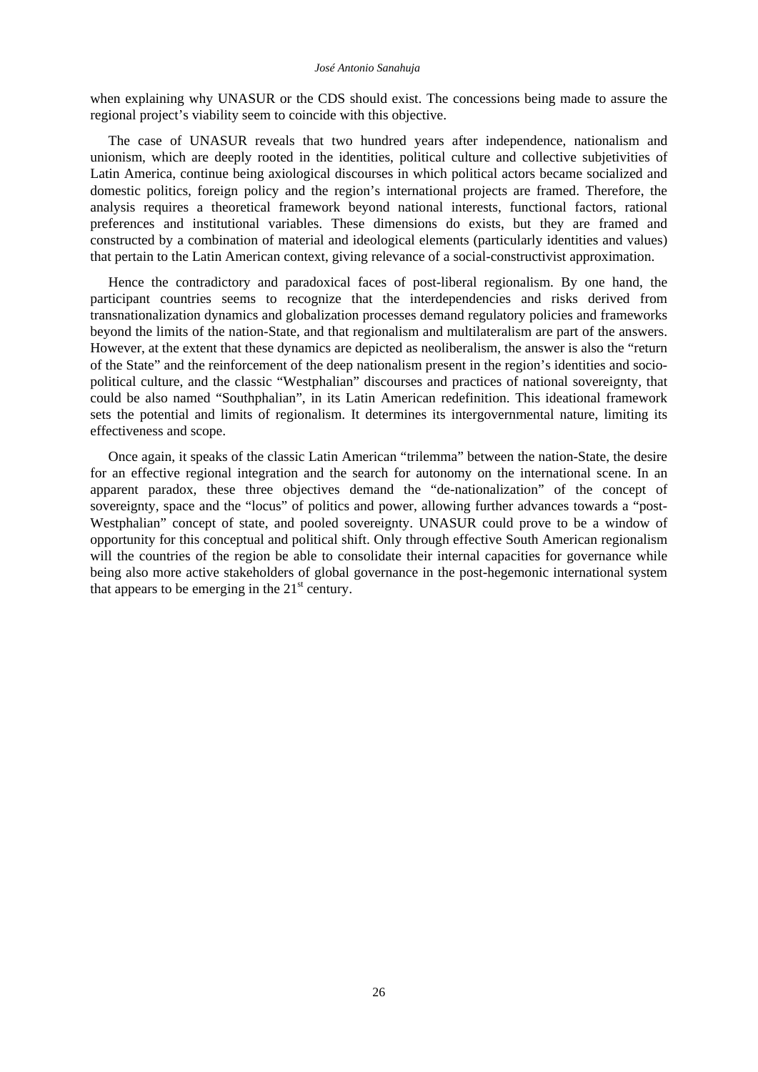when explaining why UNASUR or the CDS should exist. The concessions being made to assure the regional project's viability seem to coincide with this objective.

The case of UNASUR reveals that two hundred years after independence, nationalism and unionism, which are deeply rooted in the identities, political culture and collective subjetivities of Latin America, continue being axiological discourses in which political actors became socialized and domestic politics, foreign policy and the region's international projects are framed. Therefore, the analysis requires a theoretical framework beyond national interests, functional factors, rational preferences and institutional variables. These dimensions do exists, but they are framed and constructed by a combination of material and ideological elements (particularly identities and values) that pertain to the Latin American context, giving relevance of a social-constructivist approximation.

Hence the contradictory and paradoxical faces of post-liberal regionalism. By one hand, the participant countries seems to recognize that the interdependencies and risks derived from transnationalization dynamics and globalization processes demand regulatory policies and frameworks beyond the limits of the nation-State, and that regionalism and multilateralism are part of the answers. However, at the extent that these dynamics are depicted as neoliberalism, the answer is also the "return of the State" and the reinforcement of the deep nationalism present in the region's identities and socio-political culture, and the classic "Westphalian" discourses and practices of national sovereignty, that could be also named "Southphalian", in its Latin American redefinition. This ideational framework sets the potential and limits of regionalism. It determines its intergovernmental nature, limiting its effectiveness and scope.

Once again, it speaks of the classic Latin American "trilemma" between the nation-State, the desire for an effective regional integration and the search for autonomy on the international scene. In an apparent paradox, these three objectives demand the "de-nationalization" of the concept of sovereignty, space and the "locus" of politics and power, allowing further advances towards a "post-Westphalian" concept of state, and pooled sovereignty. UNASUR could prove to be a window of opportunity for this conceptual and political shift. Only through effective South American regionalism will the countries of the region be able to consolidate their internal capacities for governance while being also more active stakeholders of global governance in the post-hegemonic international system that appears to be emerging in the 21st century.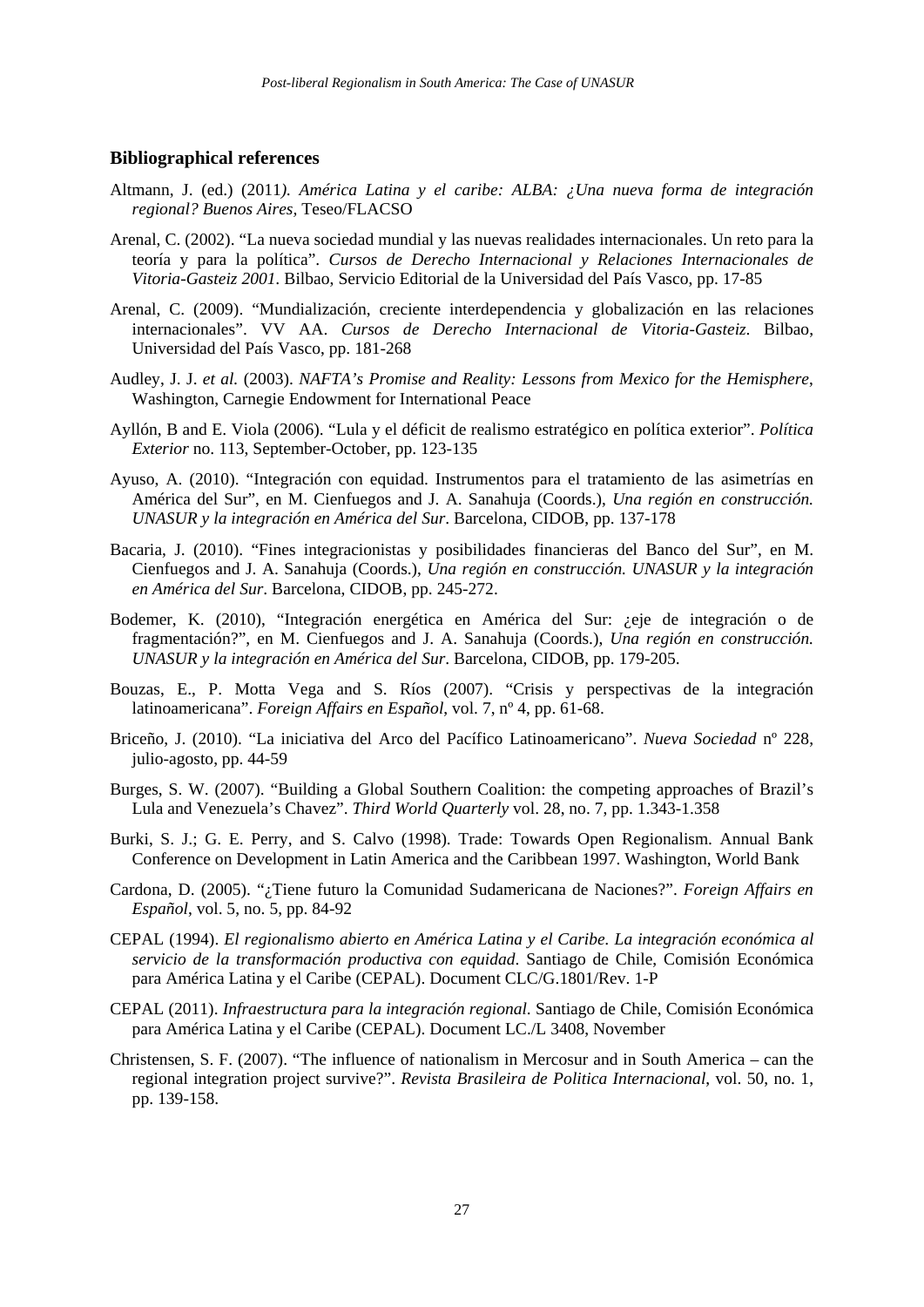### Bibliographical references

Altmann, J. (ed.) (2011*). América Latina y el caribe: ALBA: ¿Una nueva forma de integración regional? Buenos Aires,* Teseo/FLACSO

Arenal, C. (2002). "La nueva sociedad mundial y las nuevas realidades internacionales. Un reto para la teoría y para la política". *Cursos de Derecho Internacional y Relaciones Internacionales de Vitoria-Gasteiz 2001.* Bilbao, Servicio Editorial de la Universidad del País Vasco, pp. 17-85

Arenal, C. (2009). "Mundialización, creciente interdependencia y globalización en las relaciones internacionales". VV AA. *Cursos de Derecho Internacional de Vitoria-Gasteiz.* Bilbao, Universidad del País Vasco, pp. 181-268

Audley, J. J. *et al.* (2003). *NAFTA's Promise and Reality: Lessons from Mexico for the Hemisphere*, Washington, Carnegie Endowment for International Peace

Ayllón, B and E. Viola (2006). "Lula y el déficit de realismo estratégico en política exterior". *Política Exterior* no. 113, September-October, pp. 123-135

Ayuso, A. (2010). "Integración con equidad. Instrumentos para el tratamiento de las asimetrías en América del Sur", en M. Cienfuegos and J. A. Sanahuja (Coords.), *Una región en construcción. UNASUR y la integración en América del Sur*. Barcelona, CIDOB, pp. 137-178

Bacaria, J. (2010). "Fines integracionistas y posibilidades financieras del Banco del Sur", en M. Cienfuegos and J. A. Sanahuja (Coords.), *Una región en construcción. UNASUR y la integración en América del Sur*. Barcelona, CIDOB, pp. 245-272.

Bodemer, K. (2010), "Integración energética en América del Sur: ¿eje de integración o de fragmentación?", en M. Cienfuegos and J. A. Sanahuja (Coords.), *Una región en construcción. UNASUR y la integración en América del Sur*. Barcelona, CIDOB, pp. 179-205.

Bouzas, E., P. Motta Vega and S. Ríos (2007). "Crisis y perspectivas de la integración latinoamericana". *Foreign Affairs en Español*, vol. 7, nº 4, pp. 61-68.

Briceño, J. (2010). "La iniciativa del Arco del Pacífico Latinoamericano". *Nueva Sociedad* nº 228, julio-agosto, pp. 44-59

Burges, S. W. (2007). "Building a Global Southern Coalition: the competing approaches of Brazil's Lula and Venezuela's Chavez". *Third World Quarterly* vol. 28, no. 7, pp. 1.343-1.358

Burki, S. J.; G. E. Perry, and S. Calvo (1998). Trade: Towards Open Regionalism. Annual Bank Conference on Development in Latin America and the Caribbean 1997. Washington, World Bank

Cardona, D. (2005). "¿Tiene futuro la Comunidad Sudamericana de Naciones?". *Foreign Affairs en Español*, vol. 5, no. 5, pp. 84-92

CEPAL (1994). *El regionalismo abierto en América Latina y el Caribe. La integración económica al servicio de la transformación productiva con equidad*. Santiago de Chile, Comisión Económica para América Latina y el Caribe (CEPAL). Document CLC/G.1801/Rev. 1-P

CEPAL (2011). *Infraestructura para la integración regional.* Santiago de Chile, Comisión Económica para América Latina y el Caribe (CEPAL). Document LC./L 3408, November

Christensen, S. F. (2007). "The influence of nationalism in Mercosur and in South America – can the regional integration project survive?". *Revista Brasileira de Politica Internacional*, vol. 50, no. 1, pp. 139-158.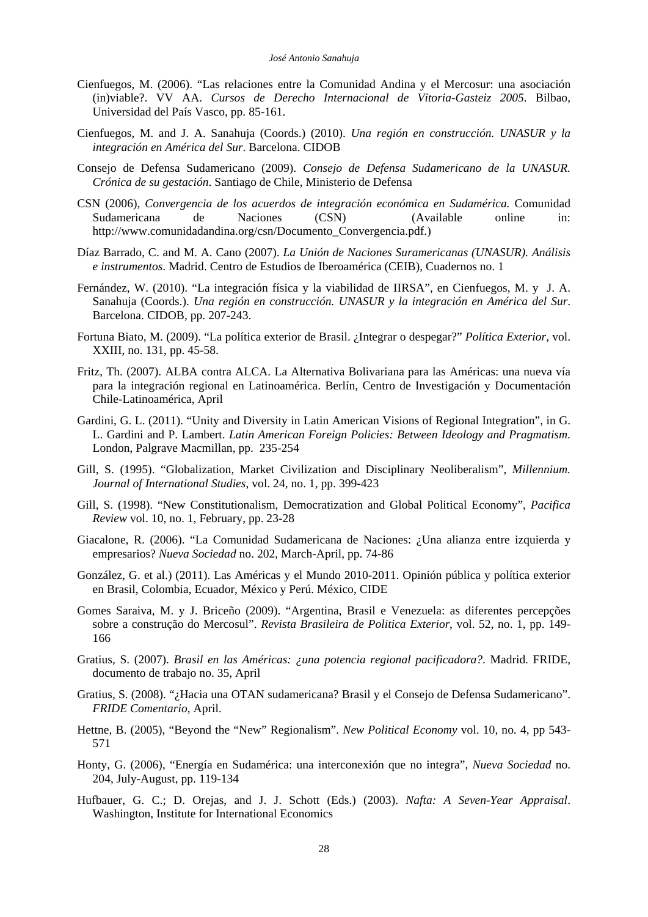Cienfuegos, M. (2006). "Las relaciones entre la Comunidad Andina y el Mercosur: una asociación (in)viable?. VV AA. *Cursos de Derecho Internacional de Vitoria-Gasteiz 2005*. Bilbao, Universidad del País Vasco, pp. 85-161.

Cienfuegos, M. and J. A. Sanahuja (Coords.) (2010). *Una región en construcción. UNASUR y la integración en América del Sur*. Barcelona. CIDOB

Consejo de Defensa Sudamericano (2009). *Consejo de Defensa Sudamericano de la UNASUR. Crónica de su gestación*. Santiago de Chile, Ministerio de Defensa

CSN (2006), *Convergencia de los acuerdos de integración económica en Sudamérica.* Comunidad Sudamericana de Naciones (CSN) (Available online in: http://www.comunidadandina.org/csn/Documento_Convergencia.pdf.)

Díaz Barrado, C. and M. A. Cano (2007). *La Unión de Naciones Suramericanas (UNASUR). Análisis e instrumentos*. Madrid. Centro de Estudios de Iberoamérica (CEIB), Cuadernos no. 1

Fernández, W. (2010). "La integración física y la viabilidad de IIRSA", en Cienfuegos, M. y J. A. Sanahuja (Coords.). *Una región en construcción. UNASUR y la integración en América del Sur*. Barcelona. CIDOB, pp. 207-243.

Fortuna Biato, M. (2009). "La política exterior de Brasil. ¿Integrar o despegar?" *Política Exterior*, vol. XXIII, no. 131, pp. 45-58.

Fritz, Th. (2007). ALBA contra ALCA. La Alternativa Bolivariana para las Américas: una nueva vía para la integración regional en Latinoamérica. Berlín, Centro de Investigación y Documentación Chile-Latinoamérica, April

Gardini, G. L. (2011). "Unity and Diversity in Latin American Visions of Regional Integration", in G. L. Gardini and P. Lambert. *Latin American Foreign Policies: Between Ideology and Pragmatism*. London, Palgrave Macmillan, pp. 235-254

Gill, S. (1995). "Globalization, Market Civilization and Disciplinary Neoliberalism", *Millennium. Journal of International Studies*, vol. 24, no. 1, pp. 399-423

Gill, S. (1998). "New Constitutionalism, Democratization and Global Political Economy", *Pacifica Review* vol. 10, no. 1, February, pp. 23-28

Giacalone, R. (2006). "La Comunidad Sudamericana de Naciones: ¿Una alianza entre izquierda y empresarios? *Nueva Sociedad* no. 202, March-April, pp. 74-86

González, G. et al.) (2011). Las Américas y el Mundo 2010-2011. Opinión pública y política exterior en Brasil, Colombia, Ecuador, México y Perú. México, CIDE

Gomes Saraiva, M. y J. Briceño (2009). "Argentina, Brasil e Venezuela: as diferentes percepções sobre a construção do Mercosul". *Revista Brasileira de Politica Exterior*, vol. 52, no. 1, pp. 149-166

Gratius, S. (2007). *Brasil en las Américas: ¿una potencia regional pacificadora?*. Madrid. FRIDE, documento de trabajo no. 35, April

Gratius, S. (2008). "¿Hacia una OTAN sudamericana? Brasil y el Consejo de Defensa Sudamericano". *FRIDE Comentario*, April.

Hettne, B. (2005), "Beyond the "New" Regionalism". *New Political Economy* vol. 10, no. 4, pp 543-571

Honty, G. (2006), "Energía en Sudamérica: una interconexión que no integra", *Nueva Sociedad* no. 204, July-August, pp. 119-134

Hufbauer, G. C.; D. Orejas, and J. J. Schott (Eds.) (2003). *Nafta: A Seven-Year Appraisal*. Washington, Institute for International Economics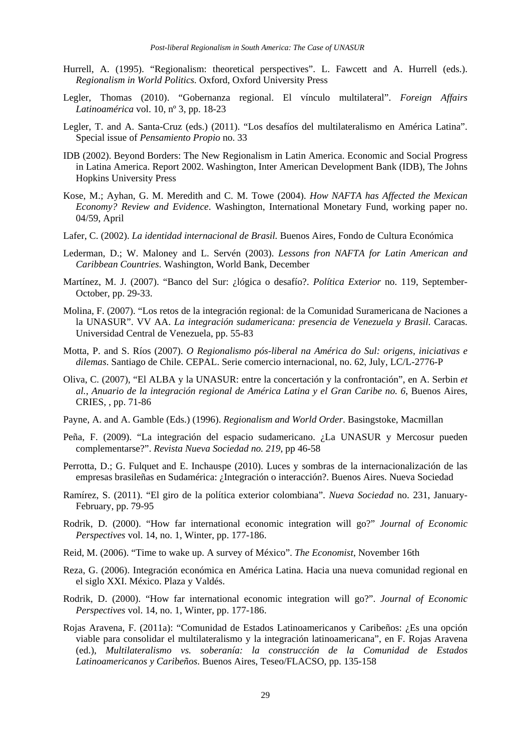Hurrell, A. (1995). “Regionalism: theoretical perspectives”. L. Fawcett and A. Hurrell (eds.). *Regionalism in World Politics.* Oxford, Oxford University Press

Legler, Thomas (2010). “Gobernanza regional. El vínculo multilateral”. *Foreign Affairs Latinoamérica* vol. 10, nº 3, pp. 18-23

Legler, T. and A. Santa-Cruz (eds.) (2011). “Los desafíos del multilateralismo en América Latina”. Special issue of *Pensamiento Propio* no. 33

IDB (2002). Beyond Borders: The New Regionalism in Latin America. Economic and Social Progress in Latina America. Report 2002. Washington, Inter American Development Bank (IDB), The Johns Hopkins University Press

Kose, M.; Ayhan, G. M. Meredith and C. M. Towe (2004). *How NAFTA has Affected the Mexican Economy? Review and Evidence*. Washington, International Monetary Fund, working paper no. 04/59, April

Lafer, C. (2002). *La identidad internacional de Brasil.* Buenos Aires, Fondo de Cultura Económica

Lederman, D.; W. Maloney and L. Servén (2003). *Lessons fron NAFTA for Latin American and Caribbean Countries*. Washington, World Bank, December

Martínez, M. J. (2007). “Banco del Sur: ¿lógica o desafío?. *Política Exterior* no. 119, September-October, pp. 29-33.

Molina, F. (2007). “Los retos de la integración regional: de la Comunidad Suramericana de Naciones a la UNASUR”. VV AA. *La integración sudamericana: presencia de Venezuela y Brasil*. Caracas. Universidad Central de Venezuela, pp. 55-83

Motta, P. and S. Ríos (2007). *O Regionalismo pós-liberal na América do Sul: origens, iniciativas e dilemas*. Santiago de Chile. CEPAL. Serie comercio internacional, no. 62, July, LC/L-2776-P

Oliva, C. (2007), “El ALBA y la UNASUR: entre la concertación y la confrontación”, en A. Serbin *et al.*, *Anuario de la integración regional de América Latina y el Gran Caribe no. 6*, Buenos Aires, CRIES, , pp. 71-86

Payne, A. and A. Gamble (Eds.) (1996). *Regionalism and World Order*. Basingstoke, Macmillan

Peña, F. (2009). “La integración del espacio sudamericano. ¿La UNASUR y Mercosur pueden complementarse?”. *Revista Nueva Sociedad no. 219*, pp 46-58

Perrotta, D.; G. Fulquet and E. Inchauspe (2010). Luces y sombras de la internacionalización de las empresas brasileñas en Sudamérica: ¿Integración o interacción?. Buenos Aires. Nueva Sociedad

Ramírez, S. (2011). “El giro de la política exterior colombiana”. *Nueva Sociedad* no. 231, January-February, pp. 79-95

Rodrik, D. (2000). “How far international economic integration will go?” *Journal of Economic Perspectives* vol. 14, no. 1, Winter, pp. 177-186.

Reid, M. (2006). “Time to wake up. A survey of México”. *The Economist*, November 16th

Reza, G. (2006). Integración económica en América Latina. Hacia una nueva comunidad regional en el siglo XXI. México. Plaza y Valdés.

Rodrik, D. (2000). “How far international economic integration will go?”. *Journal of Economic Perspectives* vol. 14, no. 1, Winter, pp. 177-186.

Rojas Aravena, F. (2011a): “Comunidad de Estados Latinoamericanos y Caribeños: ¿Es una opción viable para consolidar el multilateralismo y la integración latinoamericana”, en F. Rojas Aravena (ed.), *Multilateralismo vs. soberanía: la construcción de la Comunidad de Estados Latinoamericanos y Caribeños*. Buenos Aires, Teseo/FLACSO, pp. 135-158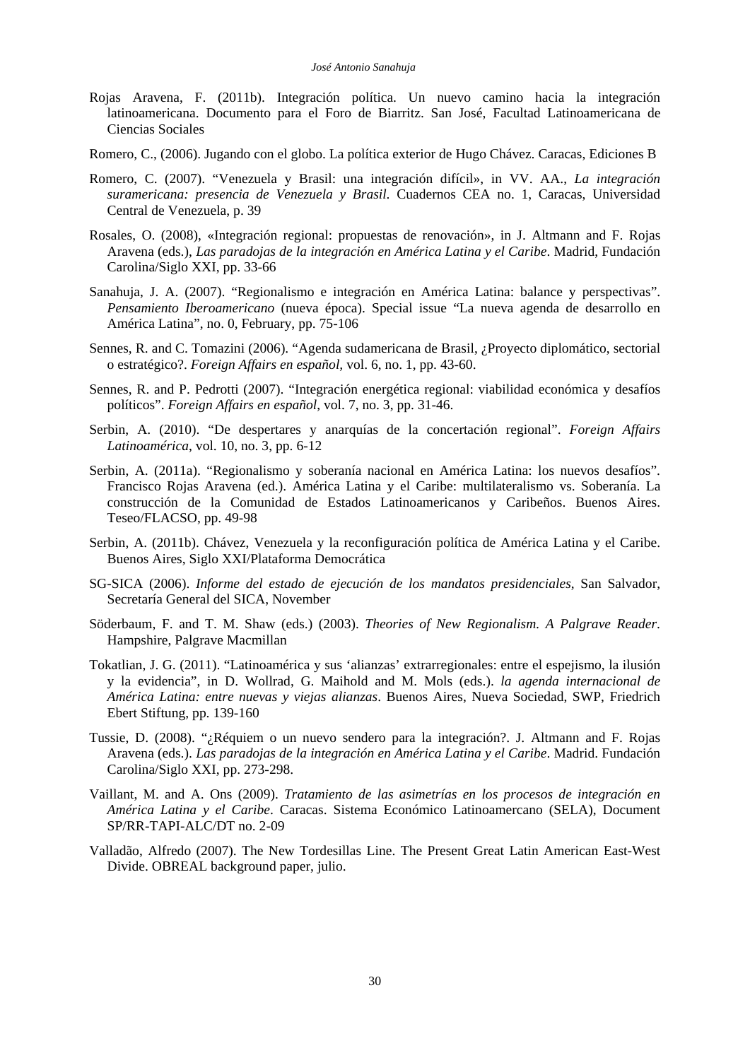Rojas Aravena, F. (2011b). Integración política. Un nuevo camino hacia la integración latinoamericana. Documento para el Foro de Biarritz. San José, Facultad Latinoamericana de Ciencias Sociales

Romero, C., (2006). Jugando con el globo. La política exterior de Hugo Chávez. Caracas, Ediciones B

Romero, C. (2007). "Venezuela y Brasil: una integración difícil», in VV. AA., *La integración suramericana: presencia de Venezuela y Brasil*. Cuadernos CEA no. 1, Caracas, Universidad Central de Venezuela, p. 39

Rosales, O. (2008), «Integración regional: propuestas de renovación», in J. Altmann and F. Rojas Aravena (eds.), *Las paradojas de la integración en América Latina y el Caribe*. Madrid, Fundación Carolina/Siglo XXI, pp. 33-66

Sanahuja, J. A. (2007). "Regionalismo e integración en América Latina: balance y perspectivas". *Pensamiento Iberoamericano* (nueva época). Special issue "La nueva agenda de desarrollo en América Latina", no. 0, February, pp. 75-106

Sennes, R. and C. Tomazini (2006). "Agenda sudamericana de Brasil, ¿Proyecto diplomático, sectorial o estratégico?. *Foreign Affairs en español*, vol. 6, no. 1, pp. 43-60.

Sennes, R. and P. Pedrotti (2007). "Integración energética regional: viabilidad económica y desafíos políticos". *Foreign Affairs en español*, vol. 7, no. 3, pp. 31-46.

Serbin, A. (2010). "De despertares y anarquías de la concertación regional". *Foreign Affairs Latinoamérica*, vol. 10, no. 3, pp. 6-12

Serbin, A. (2011a). "Regionalismo y soberanía nacional en América Latina: los nuevos desafíos". Francisco Rojas Aravena (ed.). América Latina y el Caribe: multilateralismo vs. Soberanía. La construcción de la Comunidad de Estados Latinoamericanos y Caribeños. Buenos Aires. Teseo/FLACSO, pp. 49-98

Serbin, A. (2011b). Chávez, Venezuela y la reconfiguración política de América Latina y el Caribe. Buenos Aires, Siglo XXI/Plataforma Democrática

SG-SICA (2006). *Informe del estado de ejecución de los mandatos presidenciales*, San Salvador, Secretaría General del SICA, November

Söderbaum, F. and T. M. Shaw (eds.) (2003). *Theories of New Regionalism. A Palgrave Reader*. Hampshire, Palgrave Macmillan

Tokatlian, J. G. (2011). "Latinoamérica y sus 'alianzas' extrarregionales: entre el espejismo, la ilusión y la evidencia", in D. Wollrad, G. Maihold and M. Mols (eds.). *la agenda internacional de América Latina: entre nuevas y viejas alianzas*. Buenos Aires, Nueva Sociedad, SWP, Friedrich Ebert Stiftung, pp. 139-160

Tussie, D. (2008). "¿Réquiem o un nuevo sendero para la integración?. J. Altmann and F. Rojas Aravena (eds.). *Las paradojas de la integración en América Latina y el Caribe*. Madrid. Fundación Carolina/Siglo XXI, pp. 273-298.

Vaillant, M. and A. Ons (2009). *Tratamiento de las asimetrías en los procesos de integración en América Latina y el Caribe*. Caracas. Sistema Económico Latinoamercano (SELA), Document SP/RR-TAPI-ALC/DT no. 2-09

Valladão, Alfredo (2007). The New Tordesillas Line. The Present Great Latin American East-West Divide. OBREAL background paper, julio.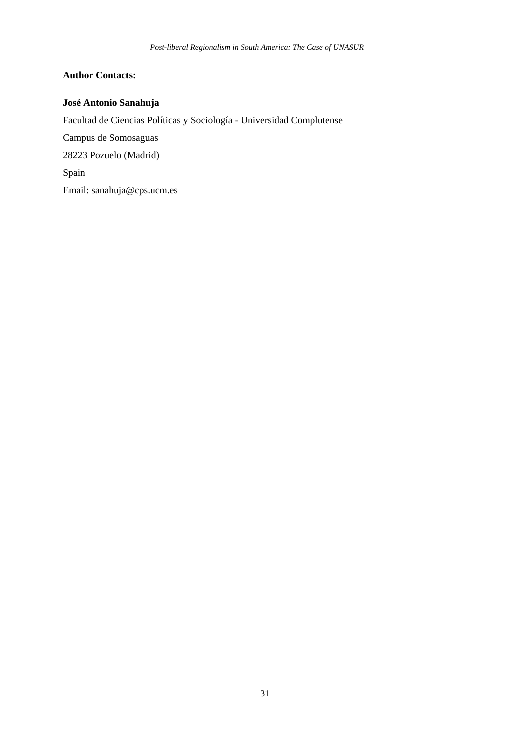**Author Contacts:**

**José Antonio Sanahuja**

Facultad de Ciencias Políticas y Sociología - Universidad Complutense

Campus de Somosaguas

28223 Pozuelo (Madrid)

Spain

Email: sanahuja@cps.ucm.es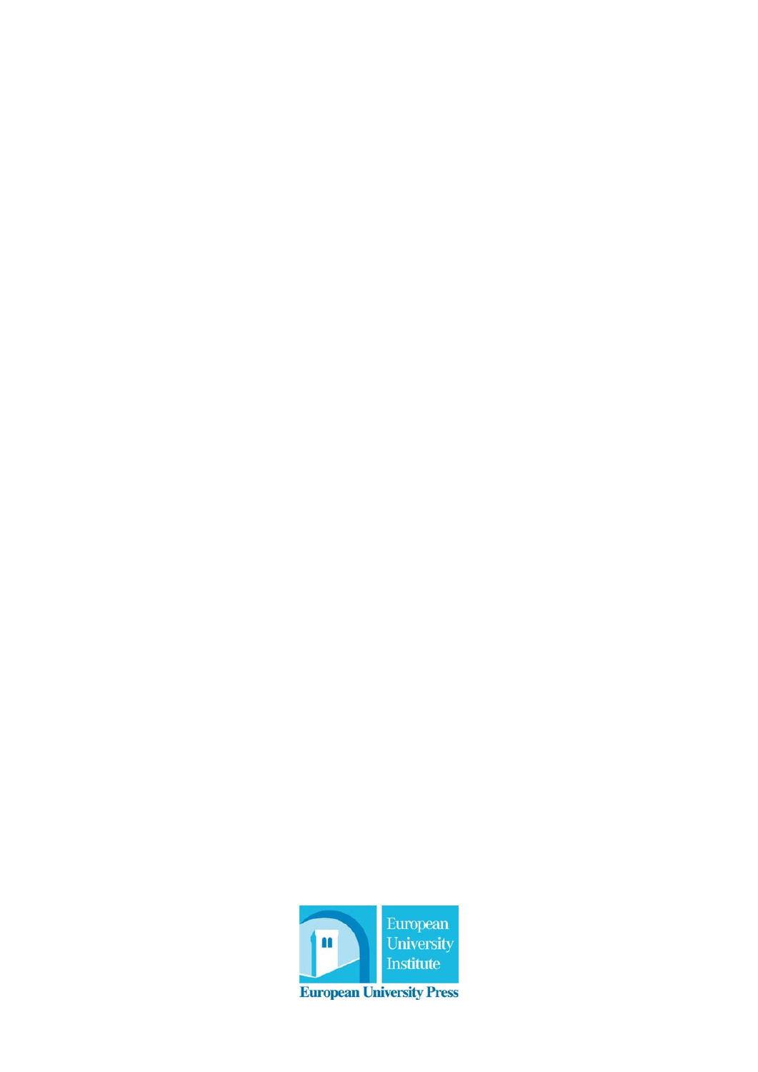European
University
Institute

European University Press